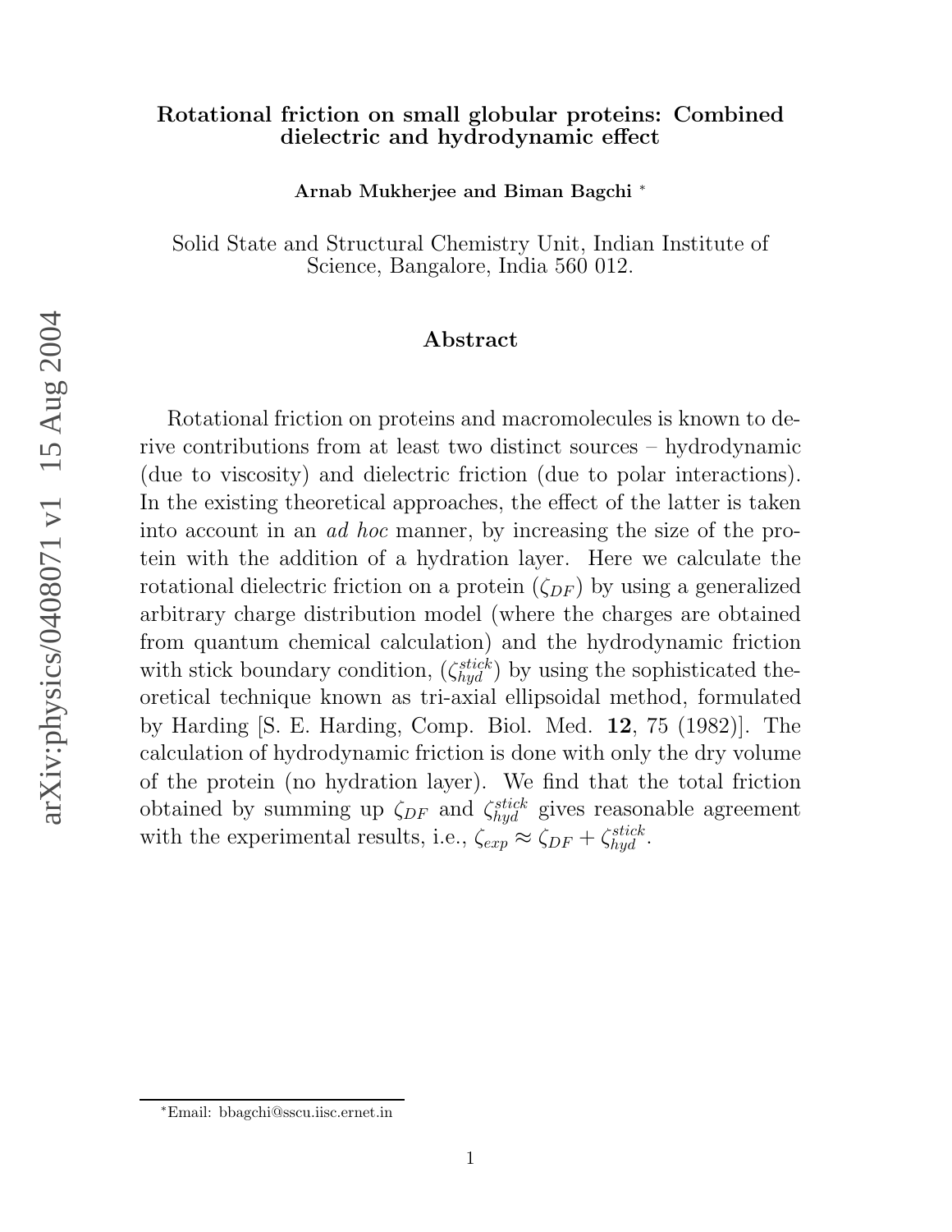# Rotational friction on small globular proteins: Combined dielectric and hydrodynamic effect

**Arnab Mukherjee and Biman Bagchi** [*]

Solid State and Structural Chemistry Unit, Indian Institute of Science, Bangalore, India 560 012.

## Abstract

Rotational friction on proteins and macromolecules is known to derive contributions from at least two distinct sources – hydrodynamic (due to viscosity) and dielectric friction (due to polar interactions). In the existing theoretical approaches, the effect of the latter is taken into account in an *ad hoc* manner, by increasing the size of the protein with the addition of a hydration layer. Here we calculate the rotational dielectric friction on a protein ($\zeta_{DF}$) by using a generalized arbitrary charge distribution model (where the charges are obtained from quantum chemical calculation) and the hydrodynamic friction with stick boundary condition, ($\zeta_{hyd}^{stick}$) by using the sophisticated theoretical technique known as tri-axial ellipsoidal method, formulated by Harding [S. E. Harding, Comp. Biol. Med. **12**, 75 (1982)]. The calculation of hydrodynamic friction is done with only the dry volume of the protein (no hydration layer). We find that the total friction obtained by summing up $\zeta_{DF}$ and $\zeta_{hyd}^{stick}$ gives reasonable agreement with the experimental results, i.e., $\zeta_{exp} \approx \zeta_{DF} + \zeta_{hyd}^{stick}$.

[*] Email: bbagchi@sscu.iisc.ernet.in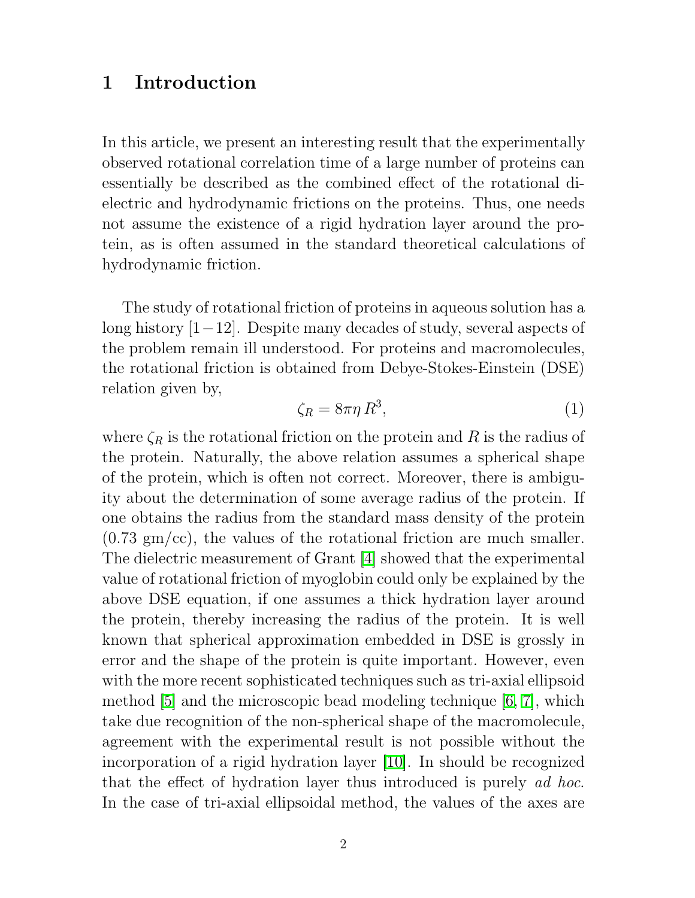# 1 Introduction

In this article, we present an interesting result that the experimentally observed rotational correlation time of a large number of proteins can essentially be described as the combined effect of the rotational dielectric and hydrodynamic frictions on the proteins. Thus, one needs not assume the existence of a rigid hydration layer around the protein, as is often assumed in the standard theoretical calculations of hydrodynamic friction.

The study of rotational friction of proteins in aqueous solution has a long history [1−12]. Despite many decades of study, several aspects of the problem remain ill understood. For proteins and macromolecules, the rotational friction is obtained from Debye-Stokes-Einstein (DSE) relation given by,

$$\zeta_R = 8\pi\eta \, R^3, \tag{1}$$

where $\zeta_R$ is the rotational friction on the protein and $R$ is the radius of the protein. Naturally, the above relation assumes a spherical shape of the protein, which is often not correct. Moreover, there is ambiguity about the determination of some average radius of the protein. If one obtains the radius from the standard mass density of the protein (0.73 gm/cc), the values of the rotational friction are much smaller. The dielectric measurement of Grant [4] showed that the experimental value of rotational friction of myoglobin could only be explained by the above DSE equation, if one assumes a thick hydration layer around the protein, thereby increasing the radius of the protein. It is well known that spherical approximation embedded in DSE is grossly in error and the shape of the protein is quite important. However, even with the more recent sophisticated techniques such as tri-axial ellipsoid method [5] and the microscopic bead modeling technique [6, 7], which take due recognition of the non-spherical shape of the macromolecule, agreement with the experimental result is not possible without the incorporation of a rigid hydration layer [10]. In should be recognized that the effect of hydration layer thus introduced is purely *ad hoc.* In the case of tri-axial ellipsoidal method, the values of the axes are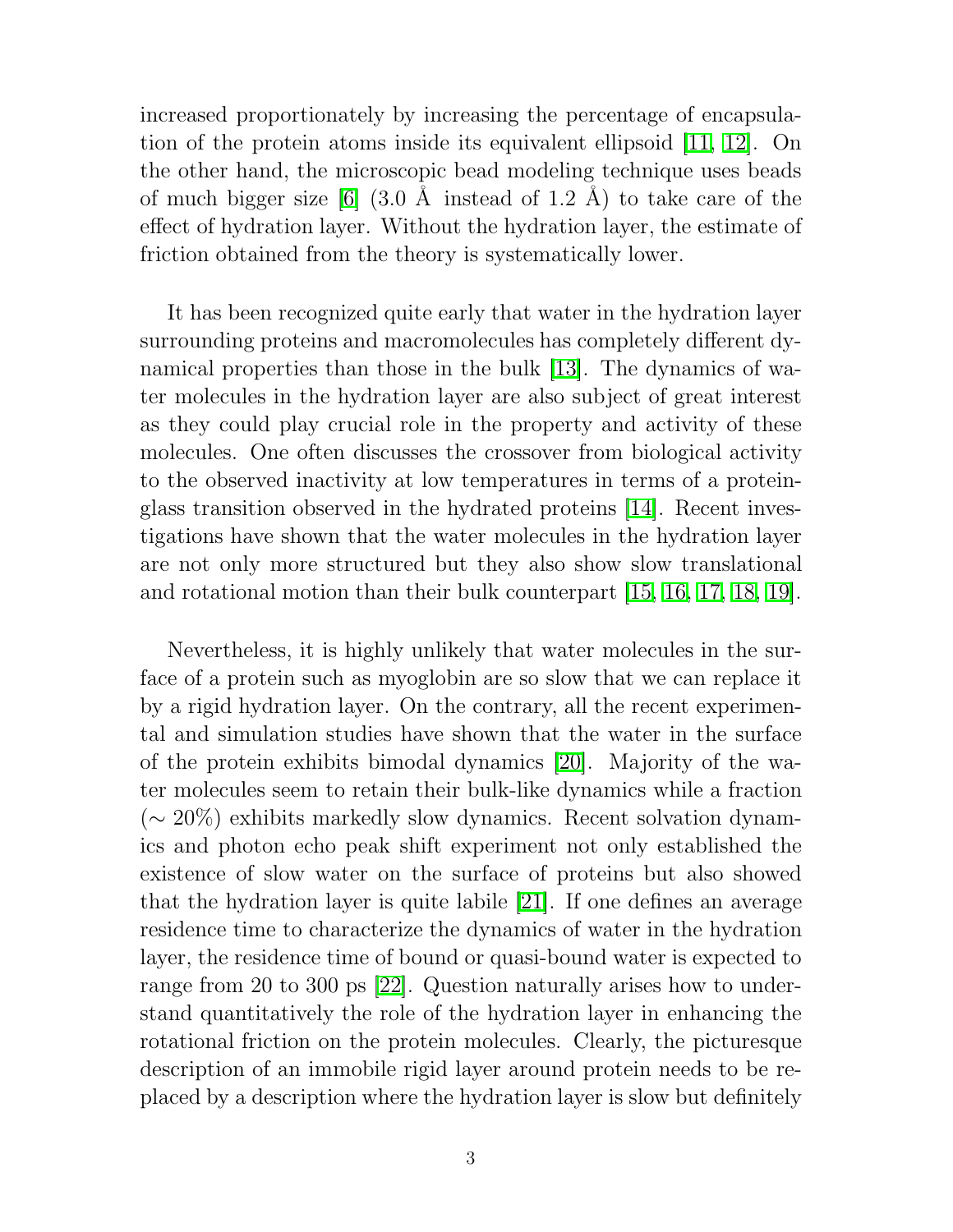increased proportionately by increasing the percentage of encapsulation of the protein atoms inside its equivalent ellipsoid [11, 12]. On the other hand, the microscopic bead modeling technique uses beads of much bigger size [6] (3.0 Å instead of 1.2 Å) to take care of the effect of hydration layer. Without the hydration layer, the estimate of friction obtained from the theory is systematically lower.

It has been recognized quite early that water in the hydration layer surrounding proteins and macromolecules has completely different dynamical properties than those in the bulk [13]. The dynamics of water molecules in the hydration layer are also subject of great interest as they could play crucial role in the property and activity of these molecules. One often discusses the crossover from biological activity to the observed inactivity at low temperatures in terms of a protein-glass transition observed in the hydrated proteins [14]. Recent investigations have shown that the water molecules in the hydration layer are not only more structured but they also show slow translational and rotational motion than their bulk counterpart [15, 16, 17, 18, 19].

Nevertheless, it is highly unlikely that water molecules in the surface of a protein such as myoglobin are so slow that we can replace it by a rigid hydration layer. On the contrary, all the recent experimental and simulation studies have shown that the water in the surface of the protein exhibits bimodal dynamics [20]. Majority of the water molecules seem to retain their bulk-like dynamics while a fraction ($\sim 20\%$) exhibits markedly slow dynamics. Recent solvation dynamics and photon echo peak shift experiment not only established the existence of slow water on the surface of proteins but also showed that the hydration layer is quite labile [21]. If one defines an average residence time to characterize the dynamics of water in the hydration layer, the residence time of bound or quasi-bound water is expected to range from 20 to 300 ps [22]. Question naturally arises how to understand quantitatively the role of the hydration layer in enhancing the rotational friction on the protein molecules. Clearly, the picturesque description of an immobile rigid layer around protein needs to be replaced by a description where the hydration layer is slow but definitely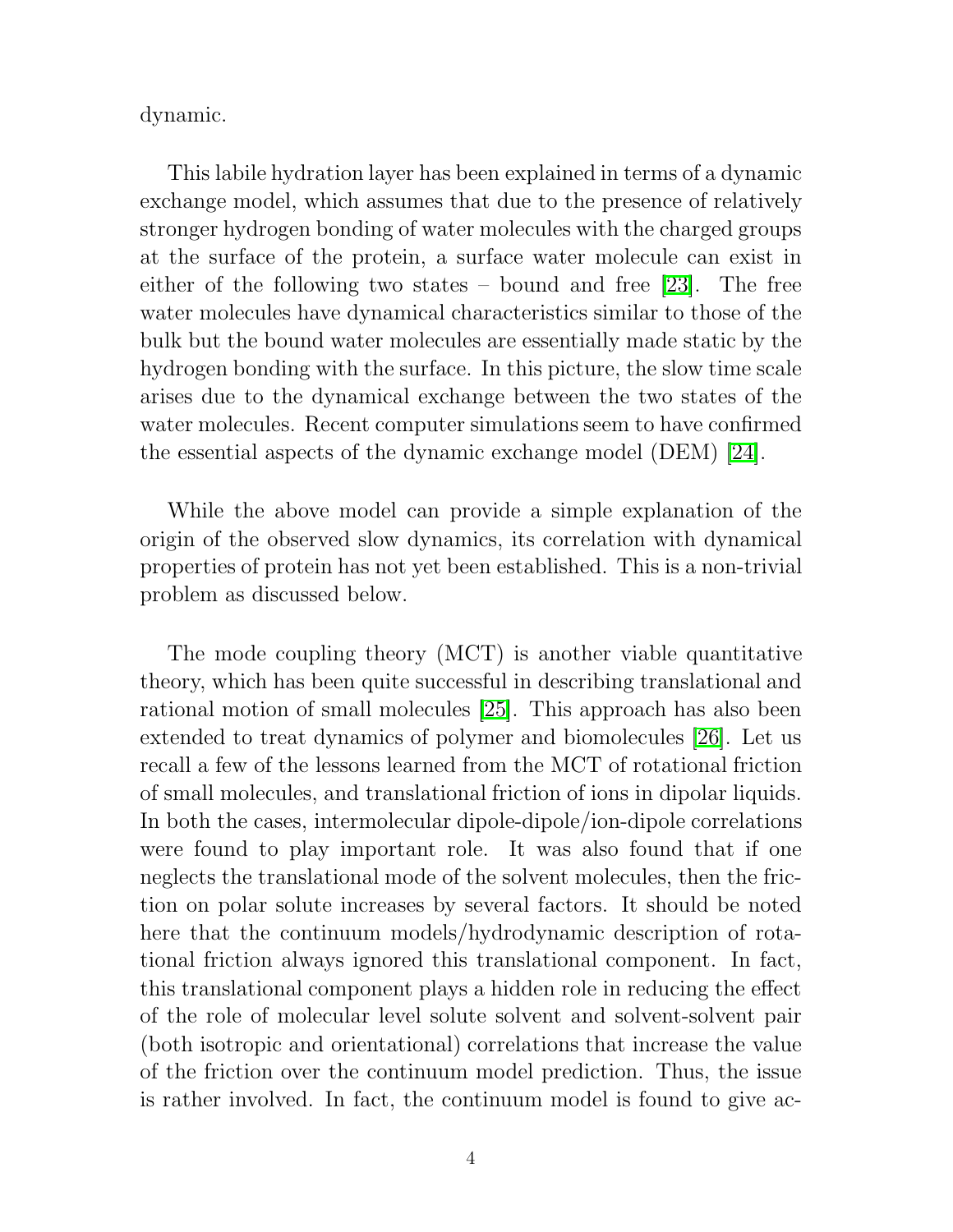dynamic.

This labile hydration layer has been explained in terms of a dynamic exchange model, which assumes that due to the presence of relatively stronger hydrogen bonding of water molecules with the charged groups at the surface of the protein, a surface water molecule can exist in either of the following two states – bound and free [23]. The free water molecules have dynamical characteristics similar to those of the bulk but the bound water molecules are essentially made static by the hydrogen bonding with the surface. In this picture, the slow time scale arises due to the dynamical exchange between the two states of the water molecules. Recent computer simulations seem to have confirmed the essential aspects of the dynamic exchange model (DEM) [24].

While the above model can provide a simple explanation of the origin of the observed slow dynamics, its correlation with dynamical properties of protein has not yet been established. This is a non-trivial problem as discussed below.

The mode coupling theory (MCT) is another viable quantitative theory, which has been quite successful in describing translational and rational motion of small molecules [25]. This approach has also been extended to treat dynamics of polymer and biomolecules [26]. Let us recall a few of the lessons learned from the MCT of rotational friction of small molecules, and translational friction of ions in dipolar liquids. In both the cases, intermolecular dipole-dipole/ion-dipole correlations were found to play important role. It was also found that if one neglects the translational mode of the solvent molecules, then the friction on polar solute increases by several factors. It should be noted here that the continuum models/hydrodynamic description of rotational friction always ignored this translational component. In fact, this translational component plays a hidden role in reducing the effect of the role of molecular level solute solvent and solvent-solvent pair (both isotropic and orientational) correlations that increase the value of the friction over the continuum model prediction. Thus, the issue is rather involved. In fact, the continuum model is found to give ac-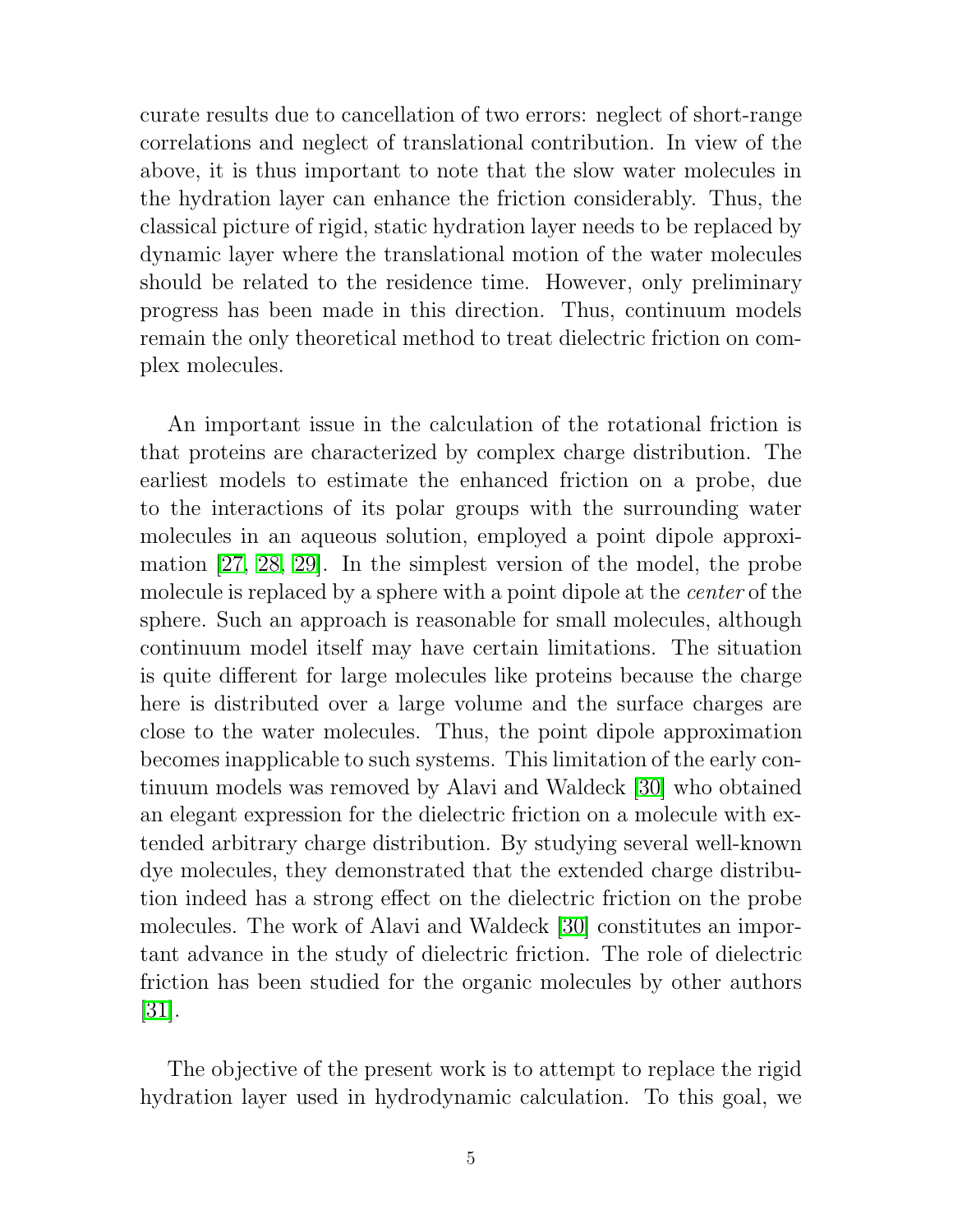curate results due to cancellation of two errors: neglect of short-range correlations and neglect of translational contribution. In view of the above, it is thus important to note that the slow water molecules in the hydration layer can enhance the friction considerably. Thus, the classical picture of rigid, static hydration layer needs to be replaced by dynamic layer where the translational motion of the water molecules should be related to the residence time. However, only preliminary progress has been made in this direction. Thus, continuum models remain the only theoretical method to treat dielectric friction on complex molecules.

An important issue in the calculation of the rotational friction is that proteins are characterized by complex charge distribution. The earliest models to estimate the enhanced friction on a probe, due to the interactions of its polar groups with the surrounding water molecules in an aqueous solution, employed a point dipole approximation [27, 28, 29]. In the simplest version of the model, the probe molecule is replaced by a sphere with a point dipole at the *center* of the sphere. Such an approach is reasonable for small molecules, although continuum model itself may have certain limitations. The situation is quite different for large molecules like proteins because the charge here is distributed over a large volume and the surface charges are close to the water molecules. Thus, the point dipole approximation becomes inapplicable to such systems. This limitation of the early continuum models was removed by Alavi and Waldeck [30] who obtained an elegant expression for the dielectric friction on a molecule with extended arbitrary charge distribution. By studying several well-known dye molecules, they demonstrated that the extended charge distribution indeed has a strong effect on the dielectric friction on the probe molecules. The work of Alavi and Waldeck [30] constitutes an important advance in the study of dielectric friction. The role of dielectric friction has been studied for the organic molecules by other authors [31].

The objective of the present work is to attempt to replace the rigid hydration layer used in hydrodynamic calculation. To this goal, we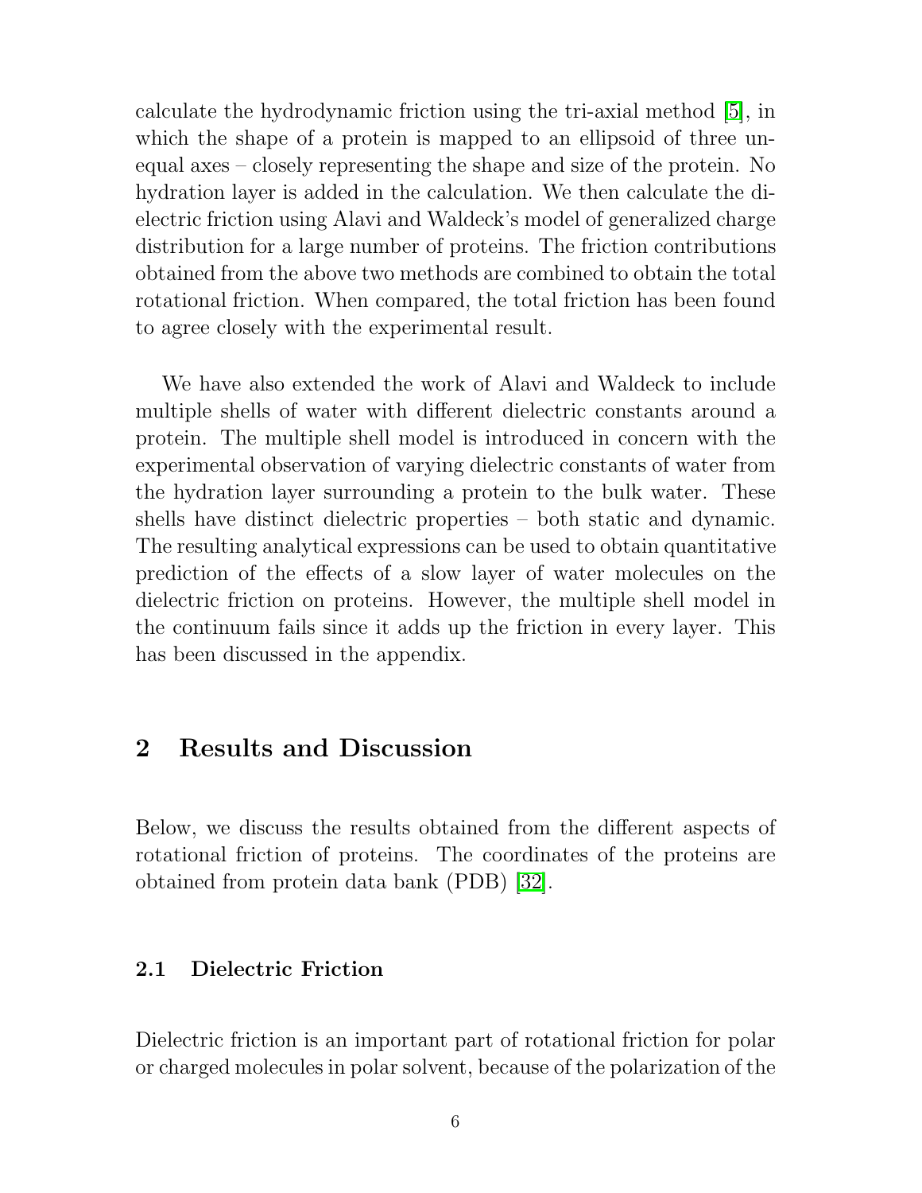calculate the hydrodynamic friction using the tri-axial method [5], in which the shape of a protein is mapped to an ellipsoid of three unequal axes – closely representing the shape and size of the protein. No hydration layer is added in the calculation. We then calculate the dielectric friction using Alavi and Waldeck's model of generalized charge distribution for a large number of proteins. The friction contributions obtained from the above two methods are combined to obtain the total rotational friction. When compared, the total friction has been found to agree closely with the experimental result.

We have also extended the work of Alavi and Waldeck to include multiple shells of water with different dielectric constants around a protein. The multiple shell model is introduced in concern with the experimental observation of varying dielectric constants of water from the hydration layer surrounding a protein to the bulk water. These shells have distinct dielectric properties – both static and dynamic. The resulting analytical expressions can be used to obtain quantitative prediction of the effects of a slow layer of water molecules on the dielectric friction on proteins. However, the multiple shell model in the continuum fails since it adds up the friction in every layer. This has been discussed in the appendix.

## 2 Results and Discussion

Below, we discuss the results obtained from the different aspects of rotational friction of proteins. The coordinates of the proteins are obtained from protein data bank (PDB) [32].

### 2.1 Dielectric Friction

Dielectric friction is an important part of rotational friction for polar or charged molecules in polar solvent, because of the polarization of the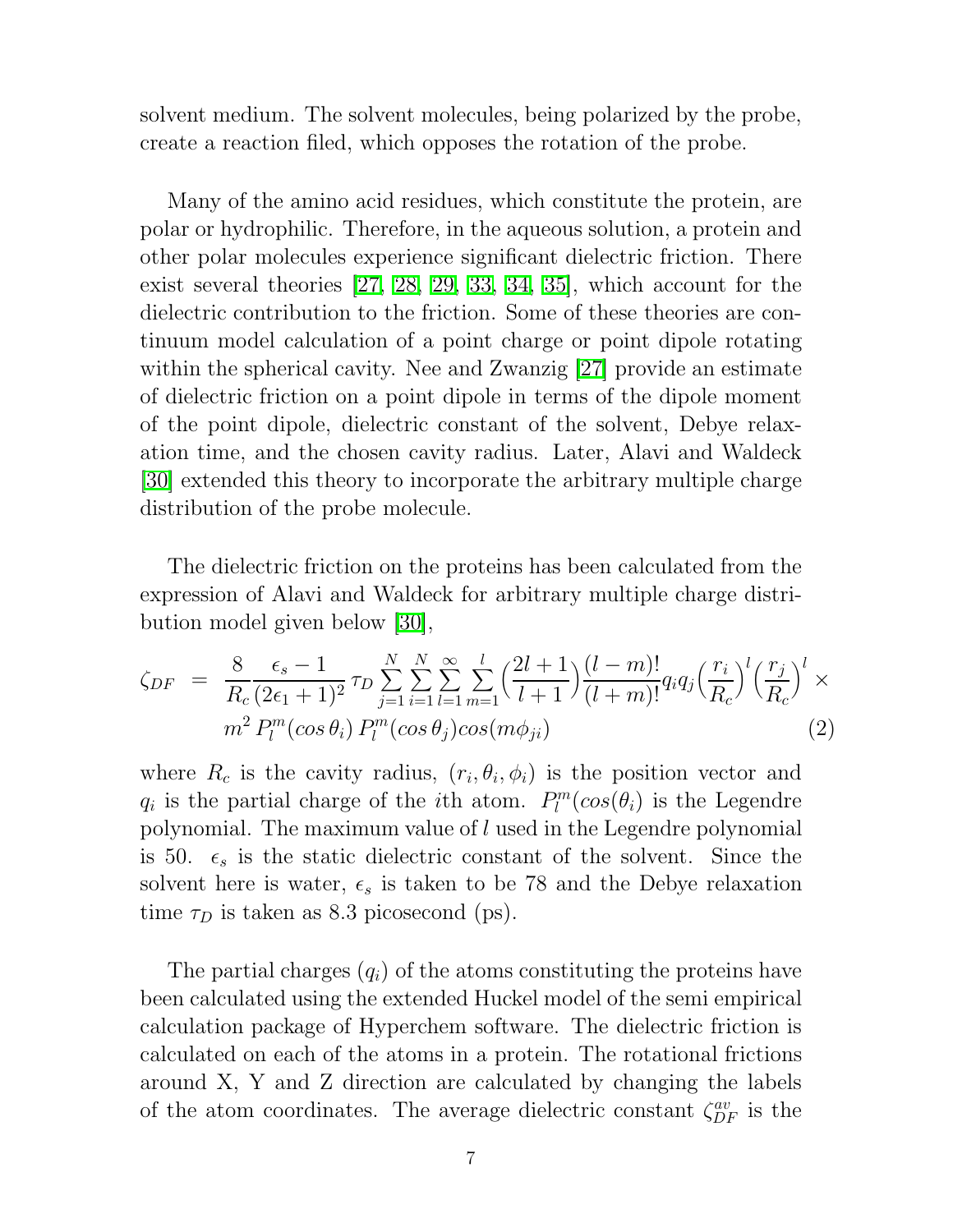solvent medium. The solvent molecules, being polarized by the probe, create a reaction filed, which opposes the rotation of the probe.

Many of the amino acid residues, which constitute the protein, are polar or hydrophilic. Therefore, in the aqueous solution, a protein and other polar molecules experience significant dielectric friction. There exist several theories [27, 28, 29, 33, 34, 35], which account for the dielectric contribution to the friction. Some of these theories are continuum model calculation of a point charge or point dipole rotating within the spherical cavity. Nee and Zwanzig [27] provide an estimate of dielectric friction on a point dipole in terms of the dipole moment of the point dipole, dielectric constant of the solvent, Debye relaxation time, and the chosen cavity radius. Later, Alavi and Waldeck [30] extended this theory to incorporate the arbitrary multiple charge distribution of the probe molecule.

The dielectric friction on the proteins has been calculated from the expression of Alavi and Waldeck for arbitrary multiple charge distribution model given below [30],

$$
\begin{aligned}
\zeta_{DF} \;=\; & \frac{8}{R_c}\frac{\epsilon_s - 1}{(2\epsilon_1+1)^2}\,\tau_D \sum_{j=1}^{N}\sum_{i=1}^{N}\sum_{l=1}^{\infty}\sum_{m=1}^{l}\Big(\frac{2l+1}{l+1}\Big)\frac{(l-m)!}{(l+m)!}q_i q_j \Big(\frac{r_i}{R_c}\Big)^l \Big(\frac{r_j}{R_c}\Big)^l \times \\
& m^2\, P_l^m(cos\,\theta_i)\, P_l^m(cos\,\theta_j) cos(m\phi_{ji})
\end{aligned}
\qquad (2)
$$

where $R_c$ is the cavity radius, $(r_i, \theta_i, \phi_i)$ is the position vector and $q_i$ is the partial charge of the $i$th atom. $P_l^m(cos(\theta_i)$ is the Legendre polynomial. The maximum value of $l$ used in the Legendre polynomial is 50. $\epsilon_s$ is the static dielectric constant of the solvent. Since the solvent here is water, $\epsilon_s$ is taken to be 78 and the Debye relaxation time $\tau_D$ is taken as 8.3 picosecond (ps).

The partial charges ($q_i$) of the atoms constituting the proteins have been calculated using the extended Huckel model of the semi empirical calculation package of Hyperchem software. The dielectric friction is calculated on each of the atoms in a protein. The rotational frictions around X, Y and Z direction are calculated by changing the labels of the atom coordinates. The average dielectric constant $\zeta_{DF}^{av}$ is the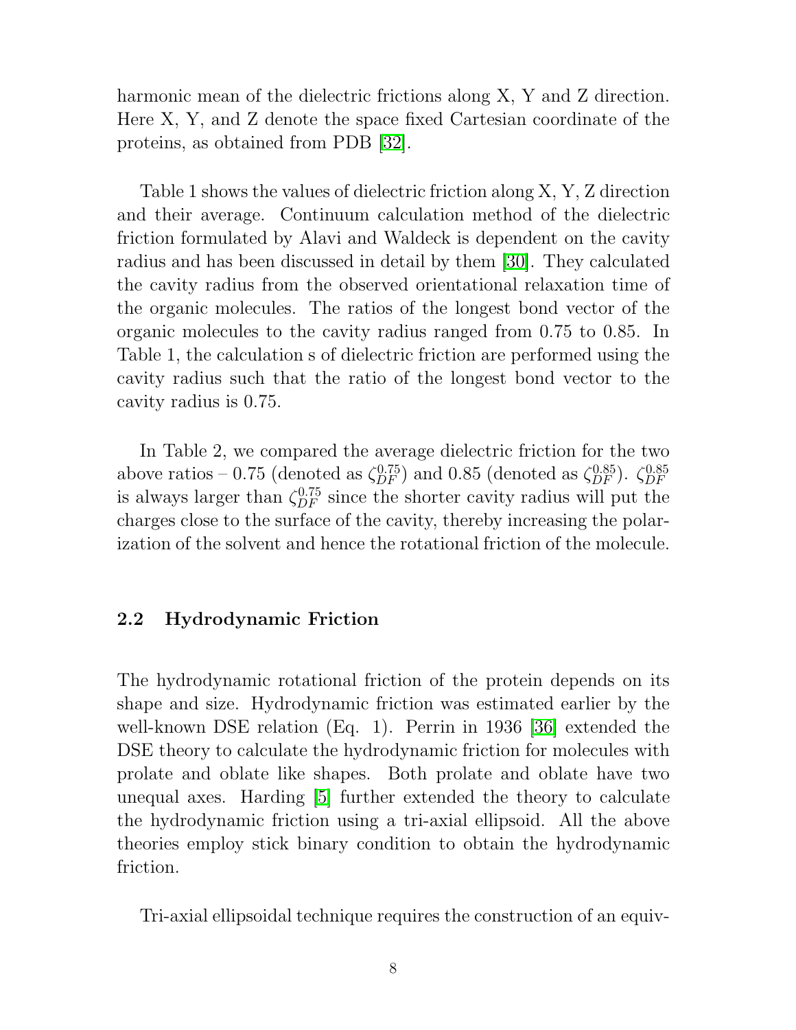harmonic mean of the dielectric frictions along X, Y and Z direction. Here X, Y, and Z denote the space fixed Cartesian coordinate of the proteins, as obtained from PDB [32].

Table 1 shows the values of dielectric friction along X, Y, Z direction and their average. Continuum calculation method of the dielectric friction formulated by Alavi and Waldeck is dependent on the cavity radius and has been discussed in detail by them [30]. They calculated the cavity radius from the observed orientational relaxation time of the organic molecules. The ratios of the longest bond vector of the organic molecules to the cavity radius ranged from 0.75 to 0.85. In Table 1, the calculation s of dielectric friction are performed using the cavity radius such that the ratio of the longest bond vector to the cavity radius is 0.75.

In Table 2, we compared the average dielectric friction for the two above ratios – 0.75 (denoted as $\zeta_{DF}^{0.75}$) and 0.85 (denoted as $\zeta_{DF}^{0.85}$). $\zeta_{DF}^{0.85}$ is always larger than $\zeta_{DF}^{0.75}$ since the shorter cavity radius will put the charges close to the surface of the cavity, thereby increasing the polarization of the solvent and hence the rotational friction of the molecule.

### 2.2 Hydrodynamic Friction

The hydrodynamic rotational friction of the protein depends on its shape and size. Hydrodynamic friction was estimated earlier by the well-known DSE relation (Eq. 1). Perrin in 1936 [36] extended the DSE theory to calculate the hydrodynamic friction for molecules with prolate and oblate like shapes. Both prolate and oblate have two unequal axes. Harding [5] further extended the theory to calculate the hydrodynamic friction using a tri-axial ellipsoid. All the above theories employ stick binary condition to obtain the hydrodynamic friction.

Tri-axial ellipsoidal technique requires the construction of an equiv-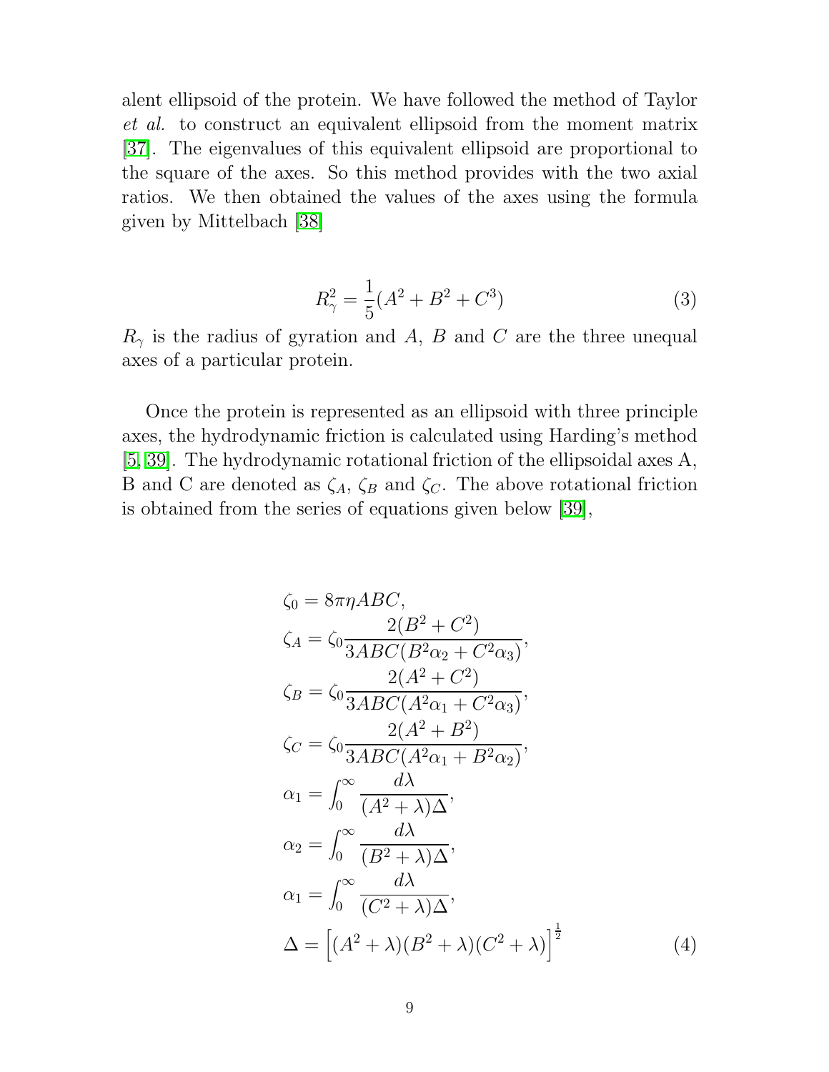alent ellipsoid of the protein. We have followed the method of Taylor *et al.* to construct an equivalent ellipsoid from the moment matrix [37]. The eigenvalues of this equivalent ellipsoid are proportional to the square of the axes. So this method provides with the two axial ratios. We then obtained the values of the axes using the formula given by Mittelbach [38]

$$R_\gamma^2 = \frac{1}{5}(A^2 + B^2 + C^3) \tag{3}$$

$R_\gamma$ is the radius of gyration and $A$, $B$ and $C$ are the three unequal axes of a particular protein.

Once the protein is represented as an ellipsoid with three principle axes, the hydrodynamic friction is calculated using Harding's method [5, 39]. The hydrodynamic rotational friction of the ellipsoidal axes A, B and C are denoted as $\zeta_A$, $\zeta_B$ and $\zeta_C$. The above rotational friction is obtained from the series of equations given below [39],

$$
\begin{aligned}
\zeta_0 &= 8\pi\eta ABC, \\
\zeta_A &= \zeta_0 \frac{2(B^2 + C^2)}{3ABC(B^2\alpha_2 + C^2\alpha_3)}, \\
\zeta_B &= \zeta_0 \frac{2(A^2 + C^2)}{3ABC(A^2\alpha_1 + C^2\alpha_3)}, \\
\zeta_C &= \zeta_0 \frac{2(A^2 + B^2)}{3ABC(A^2\alpha_1 + B^2\alpha_2)}, \\
\alpha_1 &= \int_0^\infty \frac{d\lambda}{(A^2 + \lambda)\Delta}, \\
\alpha_2 &= \int_0^\infty \frac{d\lambda}{(B^2 + \lambda)\Delta}, \\
\alpha_1 &= \int_0^\infty \frac{d\lambda}{(C^2 + \lambda)\Delta}, \\
\Delta &= \Big[(A^2 + \lambda)(B^2 + \lambda)(C^2 + \lambda)\Big]^{\frac{1}{2}}
\end{aligned} \tag{4}
$$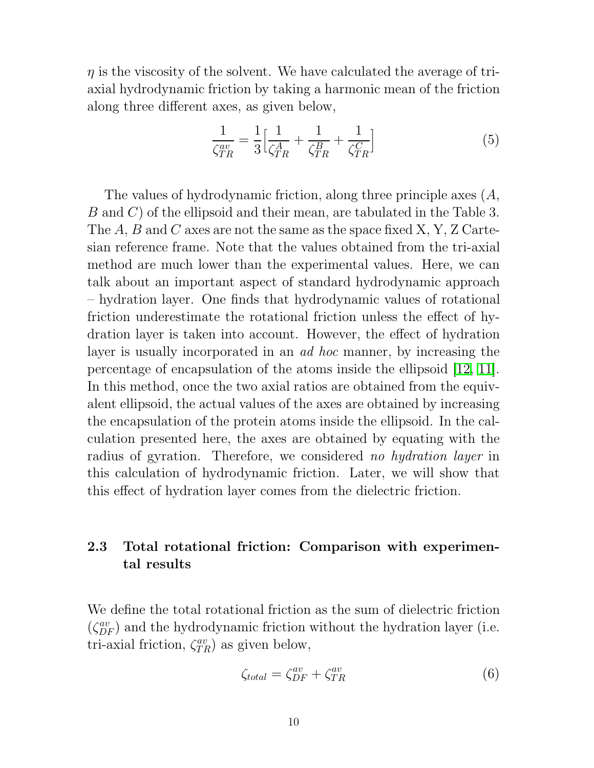$\eta$ is the viscosity of the solvent. We have calculated the average of tri-axial hydrodynamic friction by taking a harmonic mean of the friction along three different axes, as given below,

$$\frac{1}{\zeta_{TR}^{av}} = \frac{1}{3}\Big[\frac{1}{\zeta_{TR}^{A}} + \frac{1}{\zeta_{TR}^{B}} + \frac{1}{\zeta_{TR}^{C}}\Big] \tag{5}$$

The values of hydrodynamic friction, along three principle axes ($A$, $B$ and $C$) of the ellipsoid and their mean, are tabulated in the Table 3. The $A$, $B$ and $C$ axes are not the same as the space fixed X, Y, Z Cartesian reference frame. Note that the values obtained from the tri-axial method are much lower than the experimental values. Here, we can talk about an important aspect of standard hydrodynamic approach – hydration layer. One finds that hydrodynamic values of rotational friction underestimate the rotational friction unless the effect of hydration layer is taken into account. However, the effect of hydration layer is usually incorporated in an *ad hoc* manner, by increasing the percentage of encapsulation of the atoms inside the ellipsoid [12, 11]. In this method, once the two axial ratios are obtained from the equivalent ellipsoid, the actual values of the axes are obtained by increasing the encapsulation of the protein atoms inside the ellipsoid. In the calculation presented here, the axes are obtained by equating with the radius of gyration. Therefore, we considered *no hydration layer* in this calculation of hydrodynamic friction. Later, we will show that this effect of hydration layer comes from the dielectric friction.

## 2.3 Total rotational friction: Comparison with experimental results

We define the total rotational friction as the sum of dielectric friction ($\zeta_{DF}^{av}$) and the hydrodynamic friction without the hydration layer (i.e. tri-axial friction, $\zeta_{TR}^{av}$) as given below,

$$\zeta_{total} = \zeta_{DF}^{av} + \zeta_{TR}^{av} \tag{6}$$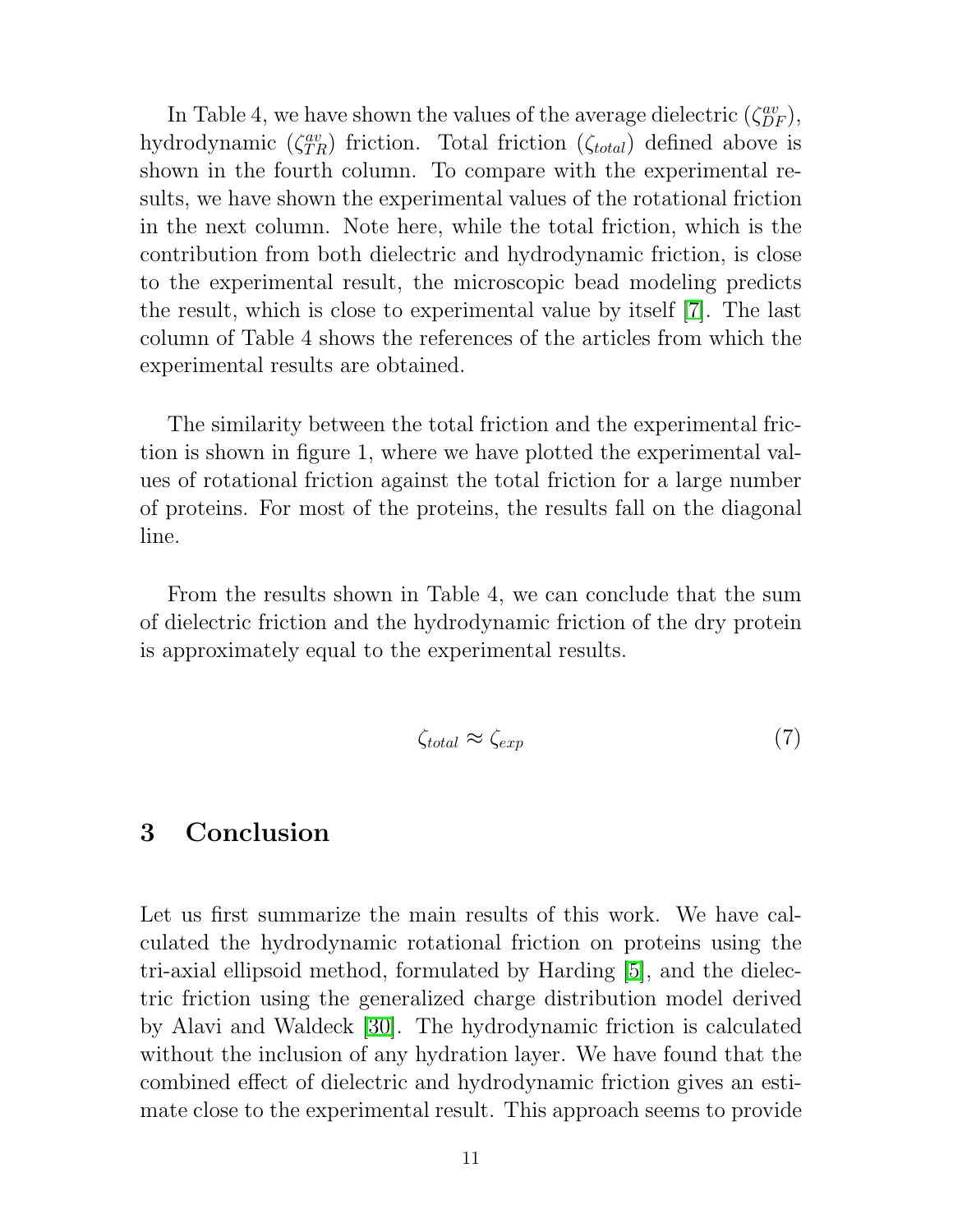In Table 4, we have shown the values of the average dielectric ($\zeta_{DF}^{av}$), hydrodynamic ($\zeta_{TR}^{av}$) friction. Total friction ($\zeta_{total}$) defined above is shown in the fourth column. To compare with the experimental results, we have shown the experimental values of the rotational friction in the next column. Note here, while the total friction, which is the contribution from both dielectric and hydrodynamic friction, is close to the experimental result, the microscopic bead modeling predicts the result, which is close to experimental value by itself [7]. The last column of Table 4 shows the references of the articles from which the experimental results are obtained.

The similarity between the total friction and the experimental friction is shown in figure 1, where we have plotted the experimental values of rotational friction against the total friction for a large number of proteins. For most of the proteins, the results fall on the diagonal line.

From the results shown in Table 4, we can conclude that the sum of dielectric friction and the hydrodynamic friction of the dry protein is approximately equal to the experimental results.

$$\zeta_{total} \approx \zeta_{exp} \tag{7}$$

## 3 Conclusion

Let us first summarize the main results of this work. We have calculated the hydrodynamic rotational friction on proteins using the tri-axial ellipsoid method, formulated by Harding [5], and the dielectric friction using the generalized charge distribution model derived by Alavi and Waldeck [30]. The hydrodynamic friction is calculated without the inclusion of any hydration layer. We have found that the combined effect of dielectric and hydrodynamic friction gives an estimate close to the experimental result. This approach seems to provide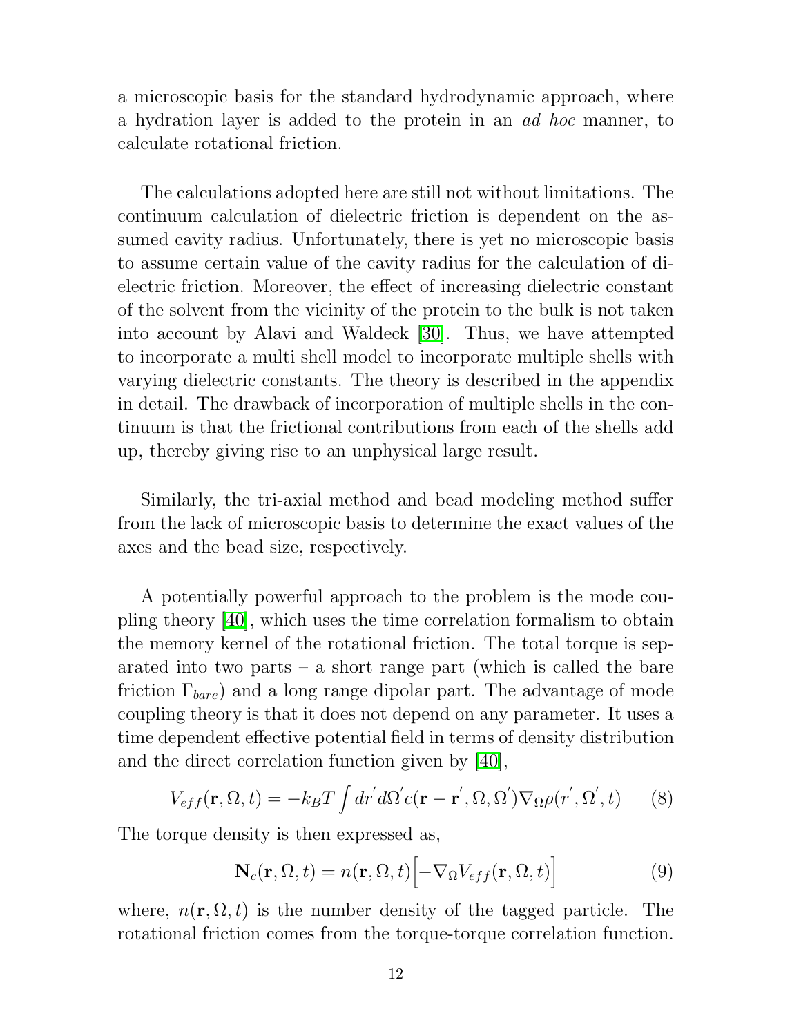a microscopic basis for the standard hydrodynamic approach, where a hydration layer is added to the protein in an *ad hoc* manner, to calculate rotational friction.

The calculations adopted here are still not without limitations. The continuum calculation of dielectric friction is dependent on the assumed cavity radius. Unfortunately, there is yet no microscopic basis to assume certain value of the cavity radius for the calculation of dielectric friction. Moreover, the effect of increasing dielectric constant of the solvent from the vicinity of the protein to the bulk is not taken into account by Alavi and Waldeck [30]. Thus, we have attempted to incorporate a multi shell model to incorporate multiple shells with varying dielectric constants. The theory is described in the appendix in detail. The drawback of incorporation of multiple shells in the continuum is that the frictional contributions from each of the shells add up, thereby giving rise to an unphysical large result.

Similarly, the tri-axial method and bead modeling method suffer from the lack of microscopic basis to determine the exact values of the axes and the bead size, respectively.

A potentially powerful approach to the problem is the mode coupling theory [40], which uses the time correlation formalism to obtain the memory kernel of the rotational friction. The total torque is separated into two parts – a short range part (which is called the bare friction $\Gamma_{bare}$) and a long range dipolar part. The advantage of mode coupling theory is that it does not depend on any parameter. It uses a time dependent effective potential field in terms of density distribution and the direct correlation function given by [40],

$$V_{eff}(\mathbf{r}, \Omega, t) = -k_B T \int dr' d\Omega' c(\mathbf{r} - \mathbf{r}', \Omega, \Omega') \nabla_{\Omega} \rho(r', \Omega', t) \qquad (8)$$

The torque density is then expressed as,

$$\mathbf{N}_c(\mathbf{r}, \Omega, t) = n(\mathbf{r}, \Omega, t) \Big[ -\nabla_{\Omega} V_{eff}(\mathbf{r}, \Omega, t) \Big] \qquad (9)$$

where, $n(\mathbf{r}, \Omega, t)$ is the number density of the tagged particle. The rotational friction comes from the torque-torque correlation function.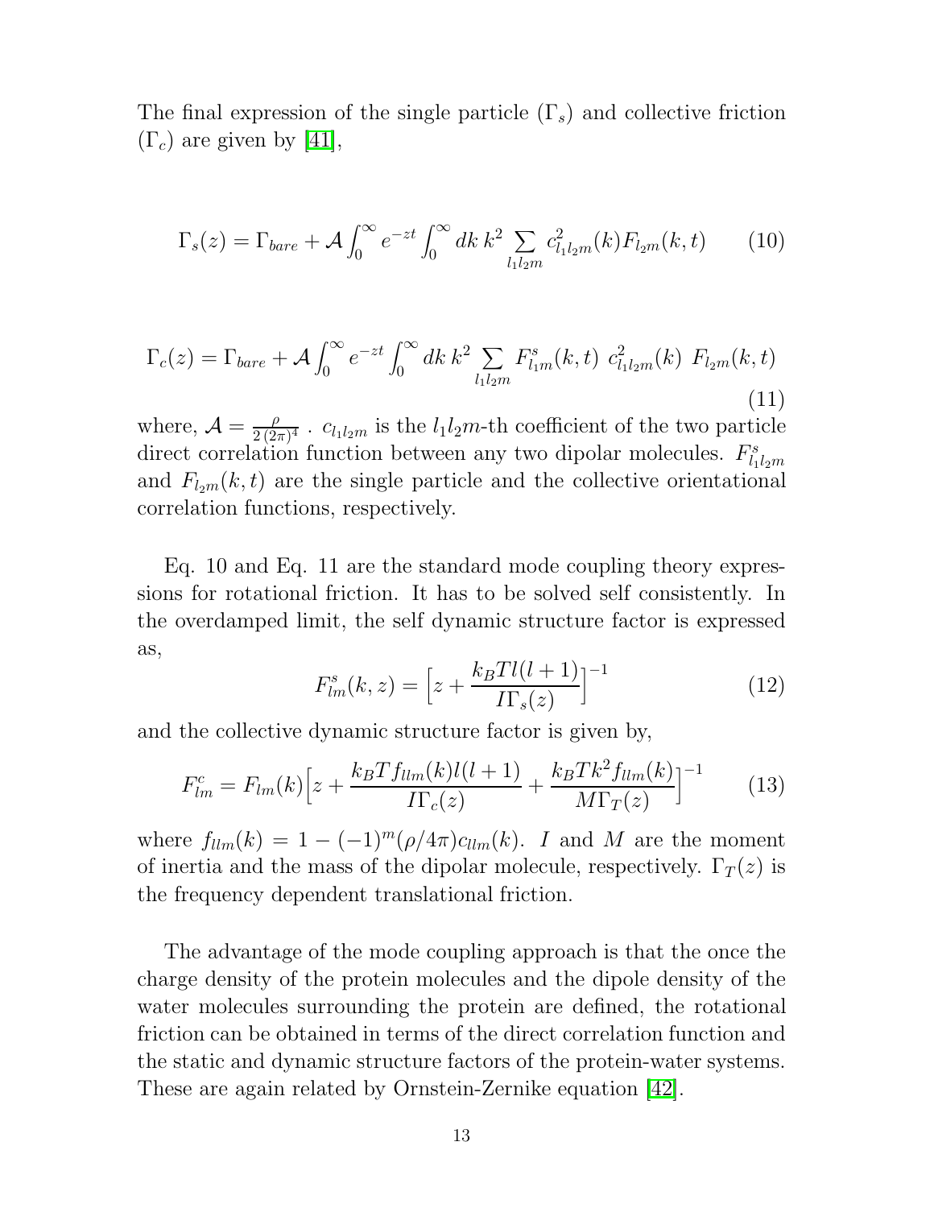The final expression of the single particle ($\Gamma_s$) and collective friction ($\Gamma_c$) are given by [41],

$$\Gamma_s(z) = \Gamma_{bare} + \mathcal{A} \int_0^\infty e^{-zt} \int_0^\infty dk\, k^2 \sum_{l_1 l_2 m} c^2_{l_1 l_2 m}(k) F_{l_2 m}(k,t) \tag{10}$$

$$\Gamma_c(z) = \Gamma_{bare} + \mathcal{A} \int_0^\infty e^{-zt} \int_0^\infty dk\, k^2 \sum_{l_1 l_2 m} F^s_{l_1 m}(k,t)\ c^2_{l_1 l_2 m}(k)\ F_{l_2 m}(k,t) \tag{11}$$

where, $\mathcal{A} = \frac{\rho}{2\,(2\pi)^4}$ . $c_{l_1 l_2 m}$ is the $l_1 l_2 m$-th coefficient of the two particle direct correlation function between any two dipolar molecules. $F^s_{l_1 l_2 m}$ and $F_{l_2 m}(k,t)$ are the single particle and the collective orientational correlation functions, respectively.

Eq. 10 and Eq. 11 are the standard mode coupling theory expressions for rotational friction. It has to be solved self consistently. In the overdamped limit, the self dynamic structure factor is expressed as,

$$F^s_{lm}(k,z) = \Big[z + \frac{k_B T l(l+1)}{I \Gamma_s(z)}\Big]^{-1} \tag{12}$$

and the collective dynamic structure factor is given by,

$$F^c_{lm} = F_{lm}(k) \Big[z + \frac{k_B T f_{llm}(k) l(l+1)}{I \Gamma_c(z)} + \frac{k_B T k^2 f_{llm}(k)}{M \Gamma_T(z)}\Big]^{-1} \tag{13}$$

where $f_{llm}(k) = 1 - (-1)^m (\rho/4\pi) c_{llm}(k)$. $I$ and $M$ are the moment of inertia and the mass of the dipolar molecule, respectively. $\Gamma_T(z)$ is the frequency dependent translational friction.

The advantage of the mode coupling approach is that the once the charge density of the protein molecules and the dipole density of the water molecules surrounding the protein are defined, the rotational friction can be obtained in terms of the direct correlation function and the static and dynamic structure factors of the protein-water systems. These are again related by Ornstein-Zernike equation [42].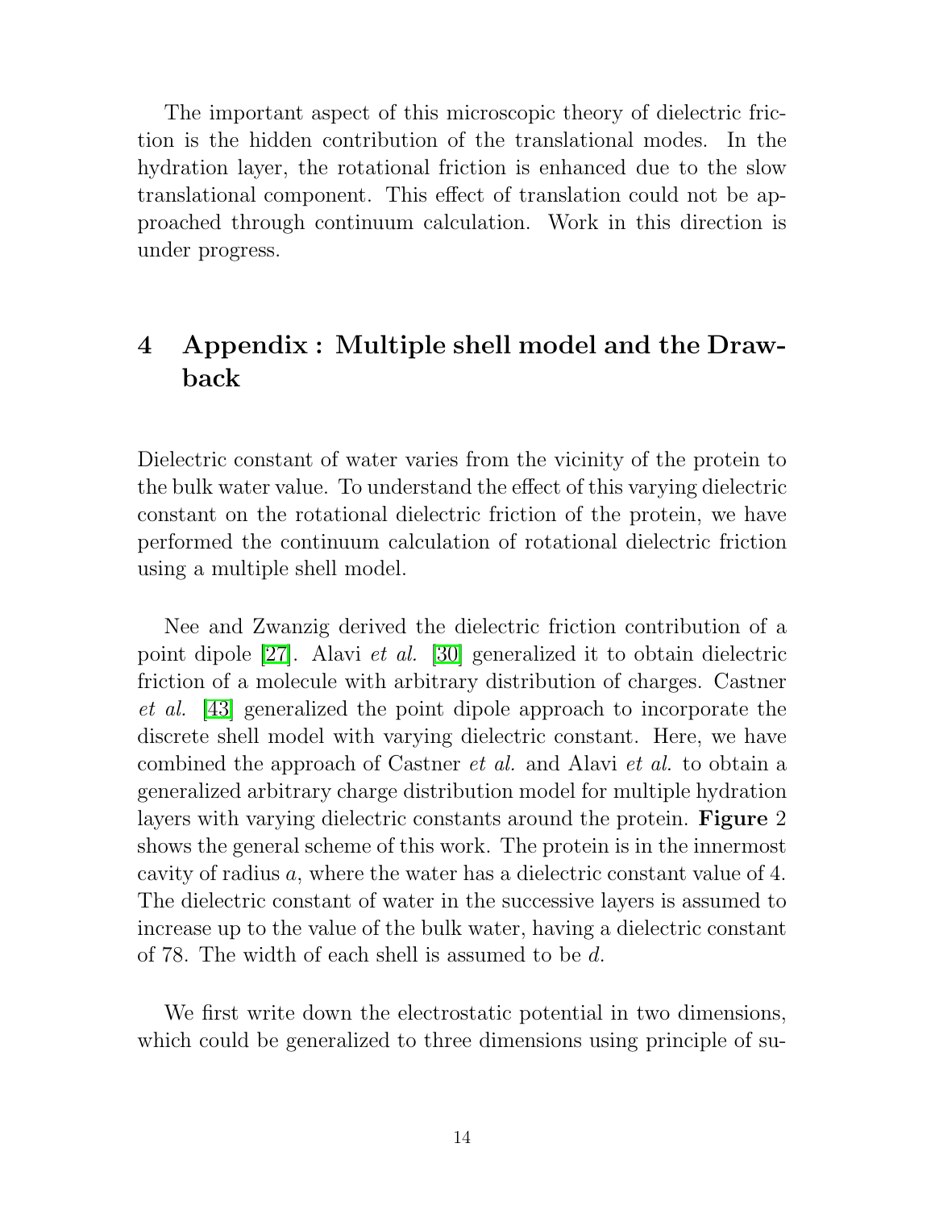The important aspect of this microscopic theory of dielectric friction is the hidden contribution of the translational modes. In the hydration layer, the rotational friction is enhanced due to the slow translational component. This effect of translation could not be approached through continuum calculation. Work in this direction is under progress.

# 4 Appendix : Multiple shell model and the Drawback

Dielectric constant of water varies from the vicinity of the protein to the bulk water value. To understand the effect of this varying dielectric constant on the rotational dielectric friction of the protein, we have performed the continuum calculation of rotational dielectric friction using a multiple shell model.

Nee and Zwanzig derived the dielectric friction contribution of a point dipole [27]. Alavi *et al.* [30] generalized it to obtain dielectric friction of a molecule with arbitrary distribution of charges. Castner *et al.* [43] generalized the point dipole approach to incorporate the discrete shell model with varying dielectric constant. Here, we have combined the approach of Castner *et al.* and Alavi *et al.* to obtain a generalized arbitrary charge distribution model for multiple hydration layers with varying dielectric constants around the protein. **Figure** 2 shows the general scheme of this work. The protein is in the innermost cavity of radius $a$, where the water has a dielectric constant value of 4. The dielectric constant of water in the successive layers is assumed to increase up to the value of the bulk water, having a dielectric constant of 78. The width of each shell is assumed to be $d$.

We first write down the electrostatic potential in two dimensions, which could be generalized to three dimensions using principle of su-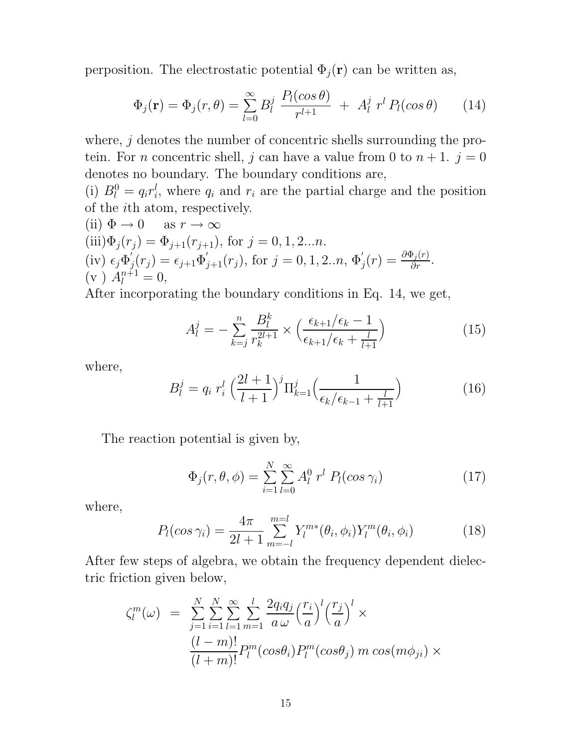perposition. The electrostatic potential $\Phi_j(\mathbf{r})$ can be written as,

$$\Phi_j(\mathbf{r}) = \Phi_j(r, \theta) = \sum_{l=0}^{\infty} B_l^j \; \frac{P_l(cos\,\theta)}{r^{l+1}} \; + \; A_l^j \; r^l \, P_l(cos\,\theta) \tag{14}$$

where, $j$ denotes the number of concentric shells surrounding the protein. For $n$ concentric shell, $j$ can have a value from 0 to $n+1$. $j = 0$ denotes no boundary. The boundary conditions are,

(i) $B_l^0 = q_i r_i^l$, where $q_i$ and $r_i$ are the partial charge and the position of the $i$th atom, respectively.

(ii) $\Phi \to 0$ as $r \to \infty$

(iii) $\Phi_j(r_j) = \Phi_{j+1}(r_{j+1})$, for $j = 0, 1, 2...n$.

(iv) $\epsilon_j \Phi_j^{'}(r_j) = \epsilon_{j+1} \Phi_{j+1}^{'}(r_j)$, for $j = 0, 1, 2..n$, $\Phi_j^{'}(r) = \frac{\partial \Phi_j(r)}{\partial r}$.

(v) $A_l^{n+1} = 0$,

After incorporating the boundary conditions in Eq. 14, we get,

$$A_l^j = -\sum_{k=j}^{n} \frac{B_l^k}{r_k^{2l+1}} \times \Big( \frac{\epsilon_{k+1}/\epsilon_k - 1}{\epsilon_{k+1}/\epsilon_k + \frac{l}{l+1}} \Big) \tag{15}$$

where,

$$B_l^j = q_i \; r_i^l \, \Big( \frac{2l+1}{l+1} \Big)^j \Pi_{k=1}^j \Big( \frac{1}{\epsilon_k/\epsilon_{k-1} + \frac{l}{l+1}} \Big) \tag{16}$$

The reaction potential is given by,

$$\Phi_j(r, \theta, \phi) = \sum_{i=1}^{N} \sum_{l=0}^{\infty} A_l^0 \; r^l \; P_l(cos\,\gamma_i) \tag{17}$$

where,

$$P_l(cos\,\gamma_i) = \frac{4\pi}{2l+1} \sum_{m=-l}^{m=l} Y_l^{m*}(\theta_i, \phi_i) Y_l^m(\theta_i, \phi_i) \tag{18}$$

After few steps of algebra, we obtain the frequency dependent dielectric friction given below,

$$\begin{aligned} \zeta_l^m(\omega) \;\; = \;\; & \sum_{j=1}^{N} \sum_{i=1}^{N} \sum_{l=1}^{\infty} \sum_{m=1}^{l} \frac{2 q_i q_j}{a\,\omega} \Big( \frac{r_i}{a} \Big)^l \Big( \frac{r_j}{a} \Big)^l \times \\ & \frac{(l-m)!}{(l+m)!} P_l^m(cos\theta_i) P_l^m(cos\theta_j) \; m \; cos(m\phi_{ji}) \; \times \end{aligned}$$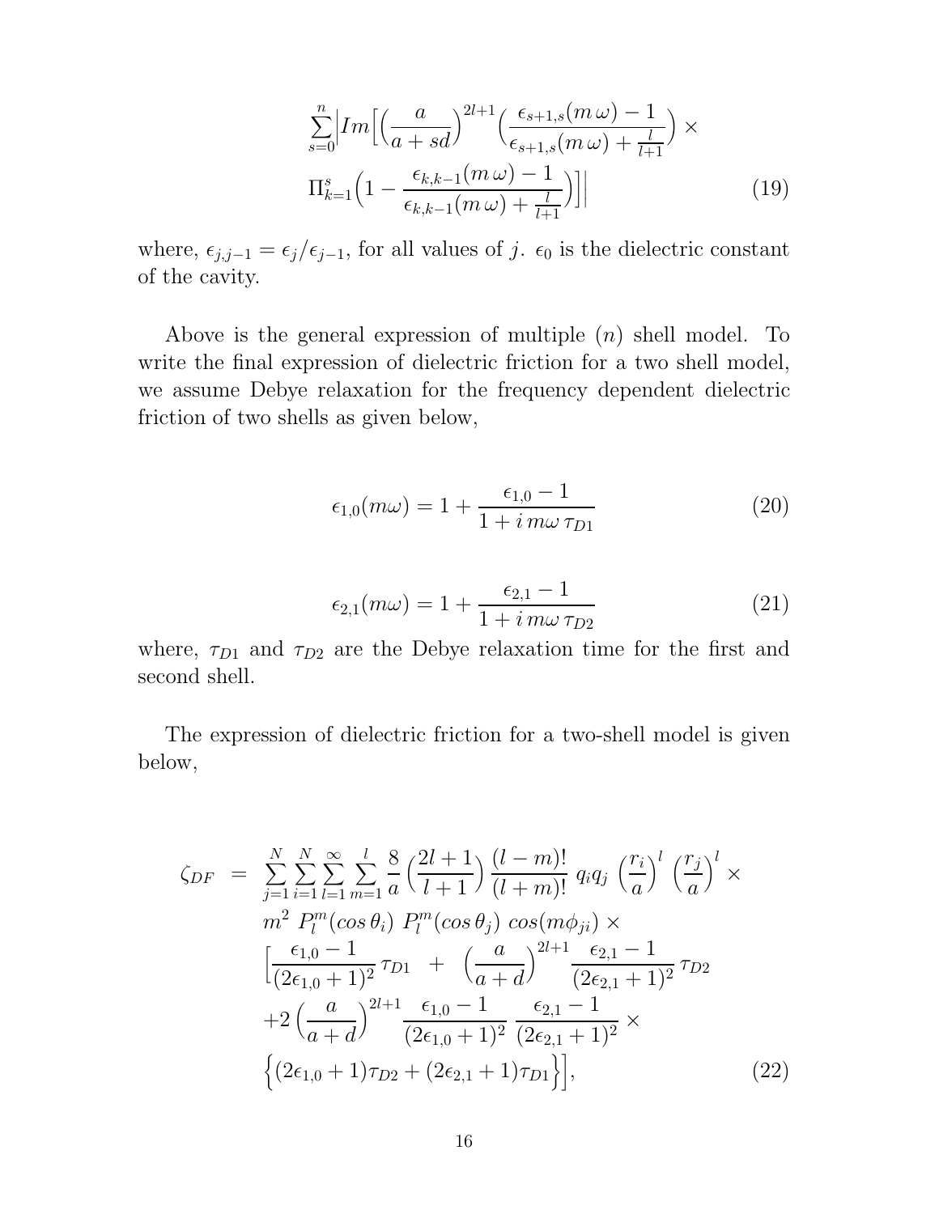$$
\sum_{s=0}^{n}\Big| Im\Big[\Big(\frac{a}{a+sd}\Big)^{2l+1}\Big(\frac{\epsilon_{s+1,s}(m\,\omega)-1}{\epsilon_{s+1,s}(m\,\omega)+\frac{l}{l+1}}\Big)\times
\Pi_{k=1}^{s}\Big(1-\frac{\epsilon_{k,k-1}(m\,\omega)-1}{\epsilon_{k,k-1}(m\,\omega)+\frac{l}{l+1}}\Big)\Big]\Big| \tag{19}
$$

where, $\epsilon_{j,j-1} = \epsilon_j/\epsilon_{j-1}$, for all values of $j$. $\epsilon_0$ is the dielectric constant of the cavity.

Above is the general expression of multiple ($n$) shell model. To write the final expression of dielectric friction for a two shell model, we assume Debye relaxation for the frequency dependent dielectric friction of two shells as given below,

$$
\epsilon_{1,0}(m\omega) = 1 + \frac{\epsilon_{1,0}-1}{1+i\,m\omega\,\tau_{D1}} \tag{20}
$$

$$
\epsilon_{2,1}(m\omega) = 1 + \frac{\epsilon_{2,1}-1}{1+i\,m\omega\,\tau_{D2}} \tag{21}
$$

where, $\tau_{D1}$ and $\tau_{D2}$ are the Debye relaxation time for the first and second shell.

The expression of dielectric friction for a two-shell model is given below,

$$
\begin{aligned}
\zeta_{DF} \;=\; & \sum_{j=1}^{N}\sum_{i=1}^{N}\sum_{l=1}^{\infty}\sum_{m=1}^{l}\frac{8}{a}\Big(\frac{2l+1}{l+1}\Big)\frac{(l-m)!}{(l+m)!}\;q_i q_j\;\Big(\frac{r_i}{a}\Big)^{l}\;\Big(\frac{r_j}{a}\Big)^{l}\times \\
& m^2\;P_l^m(\cos\theta_i)\;P_l^m(\cos\theta_j)\;\cos(m\phi_{ji})\times \\
& \Big[\frac{\epsilon_{1,0}-1}{(2\epsilon_{1,0}+1)^2}\,\tau_{D1} \;+\; \Big(\frac{a}{a+d}\Big)^{2l+1}\frac{\epsilon_{2,1}-1}{(2\epsilon_{2,1}+1)^2}\,\tau_{D2} \\
& +2\,\Big(\frac{a}{a+d}\Big)^{2l+1}\frac{\epsilon_{1,0}-1}{(2\epsilon_{1,0}+1)^2}\;\frac{\epsilon_{2,1}-1}{(2\epsilon_{2,1}+1)^2}\times \\
& \Big\{(2\epsilon_{1,0}+1)\tau_{D2}+(2\epsilon_{2,1}+1)\tau_{D1}\Big\}\Big],
\end{aligned} \tag{22}
$$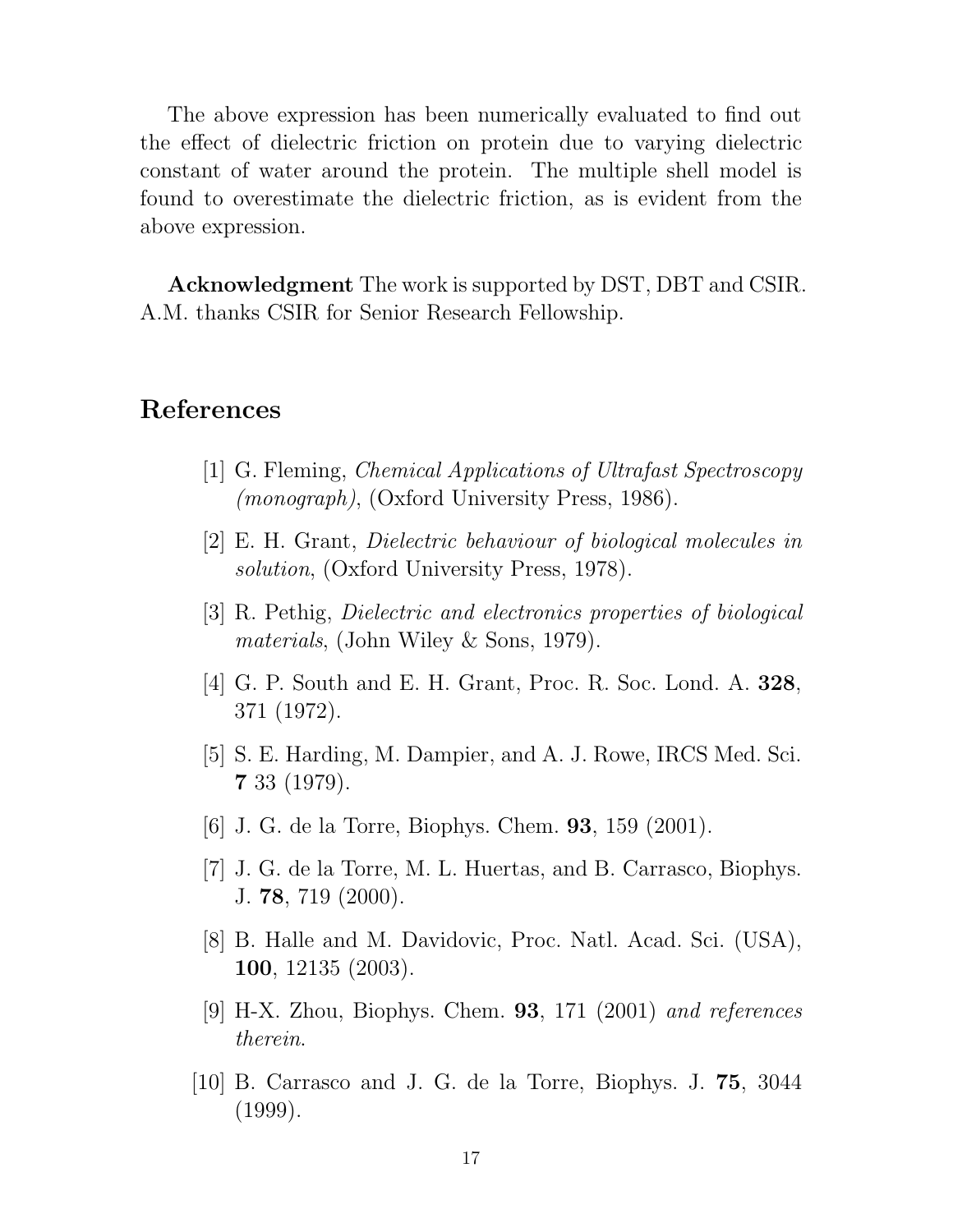The above expression has been numerically evaluated to find out the effect of dielectric friction on protein due to varying dielectric constant of water around the protein. The multiple shell model is found to overestimate the dielectric friction, as is evident from the above expression.

**Acknowledgment** The work is supported by DST, DBT and CSIR. A.M. thanks CSIR for Senior Research Fellowship.

## References

[1] G. Fleming, *Chemical Applications of Ultrafast Spectroscopy (monograph)*, (Oxford University Press, 1986).

[2] E. H. Grant, *Dielectric behaviour of biological molecules in solution*, (Oxford University Press, 1978).

[3] R. Pethig, *Dielectric and electronics properties of biological materials*, (John Wiley & Sons, 1979).

[4] G. P. South and E. H. Grant, Proc. R. Soc. Lond. A. **328**, 371 (1972).

[5] S. E. Harding, M. Dampier, and A. J. Rowe, IRCS Med. Sci. **7** 33 (1979).

[6] J. G. de la Torre, Biophys. Chem. **93**, 159 (2001).

[7] J. G. de la Torre, M. L. Huertas, and B. Carrasco, Biophys. J. **78**, 719 (2000).

[8] B. Halle and M. Davidovic, Proc. Natl. Acad. Sci. (USA), **100**, 12135 (2003).

[9] H-X. Zhou, Biophys. Chem. **93**, 171 (2001) *and references therein*.

[10] B. Carrasco and J. G. de la Torre, Biophys. J. **75**, 3044 (1999).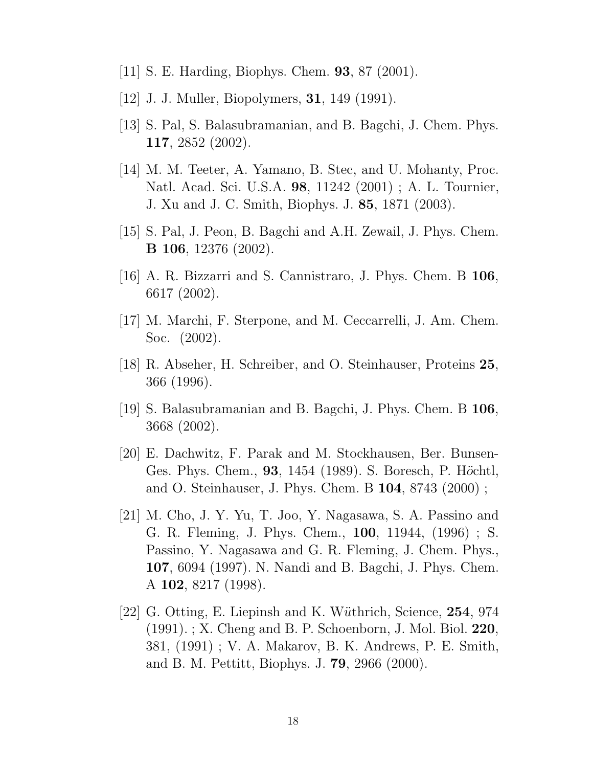[11] S. E. Harding, Biophys. Chem. **93**, 87 (2001).

[12] J. J. Muller, Biopolymers, **31**, 149 (1991).

[13] S. Pal, S. Balasubramanian, and B. Bagchi, J. Chem. Phys. **117**, 2852 (2002).

[14] M. M. Teeter, A. Yamano, B. Stec, and U. Mohanty, Proc. Natl. Acad. Sci. U.S.A. **98**, 11242 (2001) ; A. L. Tournier, J. Xu and J. C. Smith, Biophys. J. **85**, 1871 (2003).

[15] S. Pal, J. Peon, B. Bagchi and A.H. Zewail, J. Phys. Chem. **B 106**, 12376 (2002).

[16] A. R. Bizzarri and S. Cannistraro, J. Phys. Chem. B **106**, 6617 (2002).

[17] M. Marchi, F. Sterpone, and M. Ceccarrelli, J. Am. Chem. Soc. (2002).

[18] R. Abseher, H. Schreiber, and O. Steinhauser, Proteins **25**, 366 (1996).

[19] S. Balasubramanian and B. Bagchi, J. Phys. Chem. B **106**, 3668 (2002).

[20] E. Dachwitz, F. Parak and M. Stockhausen, Ber. Bunsen-Ges. Phys. Chem., **93**, 1454 (1989). S. Boresch, P. Höchtl, and O. Steinhauser, J. Phys. Chem. B **104**, 8743 (2000) ;

[21] M. Cho, J. Y. Yu, T. Joo, Y. Nagasawa, S. A. Passino and G. R. Fleming, J. Phys. Chem., **100**, 11944, (1996) ; S. Passino, Y. Nagasawa and G. R. Fleming, J. Chem. Phys., **107**, 6094 (1997). N. Nandi and B. Bagchi, J. Phys. Chem. A **102**, 8217 (1998).

[22] G. Otting, E. Liepinsh and K. Wüthrich, Science, **254**, 974 (1991). ; X. Cheng and B. P. Schoenborn, J. Mol. Biol. **220**, 381, (1991) ; V. A. Makarov, B. K. Andrews, P. E. Smith, and B. M. Pettitt, Biophys. J. **79**, 2966 (2000).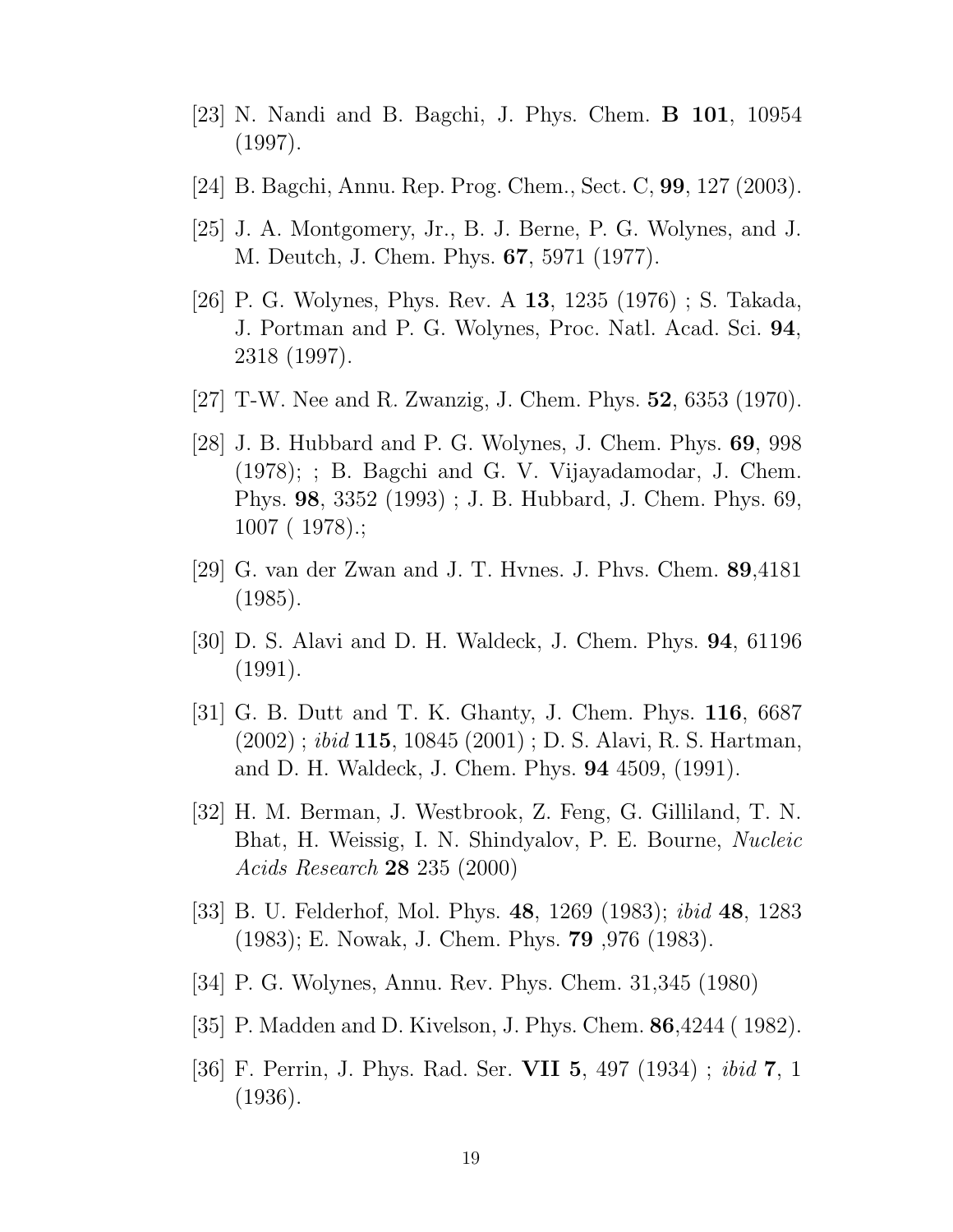[23] N. Nandi and B. Bagchi, J. Phys. Chem. **B 101**, 10954 (1997).

[24] B. Bagchi, Annu. Rep. Prog. Chem., Sect. C, **99**, 127 (2003).

[25] J. A. Montgomery, Jr., B. J. Berne, P. G. Wolynes, and J. M. Deutch, J. Chem. Phys. **67**, 5971 (1977).

[26] P. G. Wolynes, Phys. Rev. A **13**, 1235 (1976) ; S. Takada, J. Portman and P. G. Wolynes, Proc. Natl. Acad. Sci. **94**, 2318 (1997).

[27] T-W. Nee and R. Zwanzig, J. Chem. Phys. **52**, 6353 (1970).

[28] J. B. Hubbard and P. G. Wolynes, J. Chem. Phys. **69**, 998 (1978); ; B. Bagchi and G. V. Vijayadamodar, J. Chem. Phys. **98**, 3352 (1993) ; J. B. Hubbard, J. Chem. Phys. 69, 1007 ( 1978).;

[29] G. van der Zwan and J. T. Hvnes. J. Phvs. Chem. **89**,4181 (1985).

[30] D. S. Alavi and D. H. Waldeck, J. Chem. Phys. **94**, 61196 (1991).

[31] G. B. Dutt and T. K. Ghanty, J. Chem. Phys. **116**, 6687 (2002) ; *ibid* **115**, 10845 (2001) ; D. S. Alavi, R. S. Hartman, and D. H. Waldeck, J. Chem. Phys. **94** 4509, (1991).

[32] H. M. Berman, J. Westbrook, Z. Feng, G. Gilliland, T. N. Bhat, H. Weissig, I. N. Shindyalov, P. E. Bourne, *Nucleic Acids Research* **28** 235 (2000)

[33] B. U. Felderhof, Mol. Phys. **48**, 1269 (1983); *ibid* **48**, 1283 (1983); E. Nowak, J. Chem. Phys. **79** ,976 (1983).

[34] P. G. Wolynes, Annu. Rev. Phys. Chem. 31,345 (1980)

[35] P. Madden and D. Kivelson, J. Phys. Chem. **86**,4244 ( 1982).

[36] F. Perrin, J. Phys. Rad. Ser. **VII 5**, 497 (1934) ; *ibid* **7**, 1 (1936).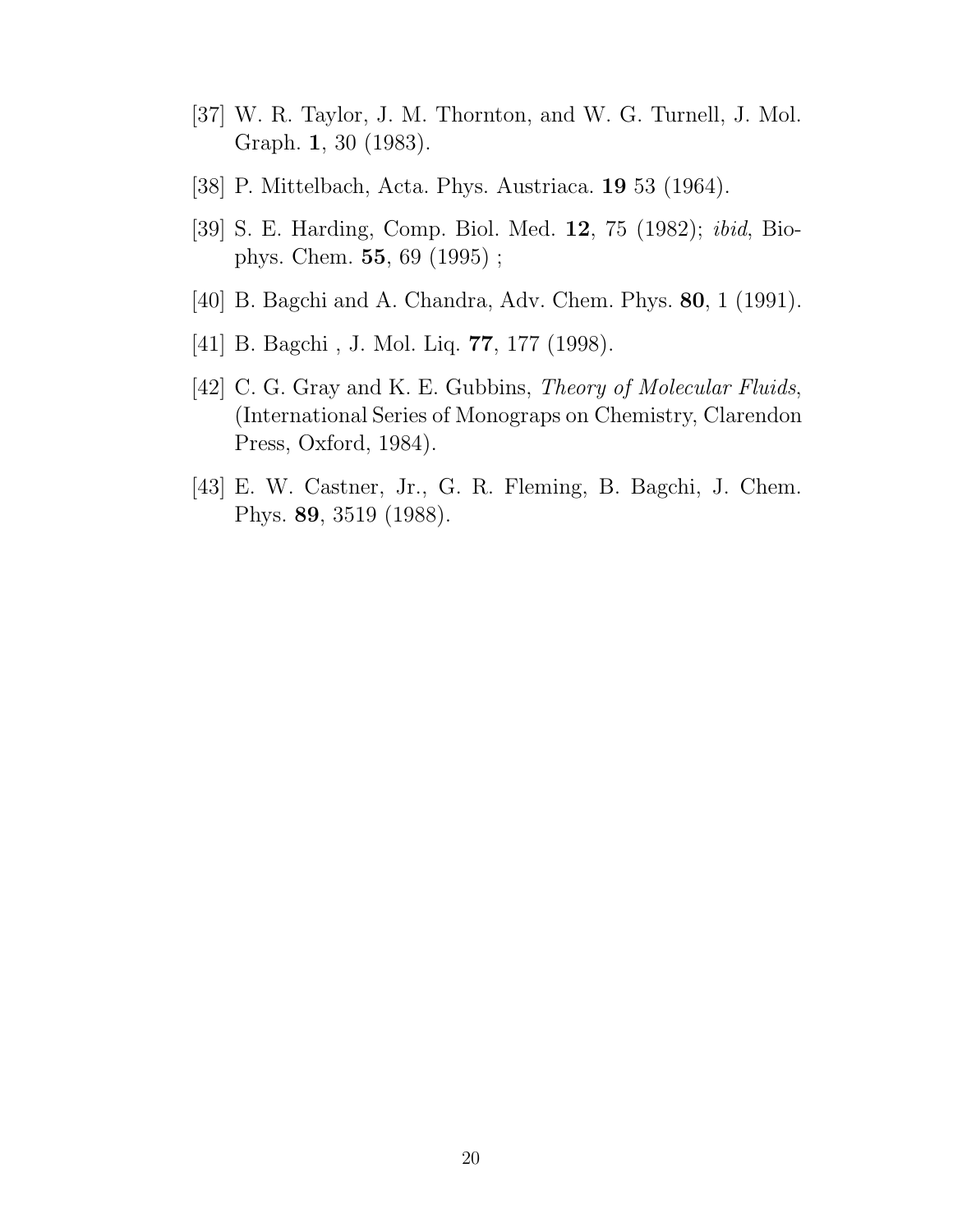[37] W. R. Taylor, J. M. Thornton, and W. G. Turnell, J. Mol. Graph. **1**, 30 (1983).

[38] P. Mittelbach, Acta. Phys. Austriaca. **19** 53 (1964).

[39] S. E. Harding, Comp. Biol. Med. **12**, 75 (1982); *ibid*, Biophys. Chem. **55**, 69 (1995) ;

[40] B. Bagchi and A. Chandra, Adv. Chem. Phys. **80**, 1 (1991).

[41] B. Bagchi , J. Mol. Liq. **77**, 177 (1998).

[42] C. G. Gray and K. E. Gubbins, *Theory of Molecular Fluids*, (International Series of Monograps on Chemistry, Clarendon Press, Oxford, 1984).

[43] E. W. Castner, Jr., G. R. Fleming, B. Bagchi, J. Chem. Phys. **89**, 3519 (1988).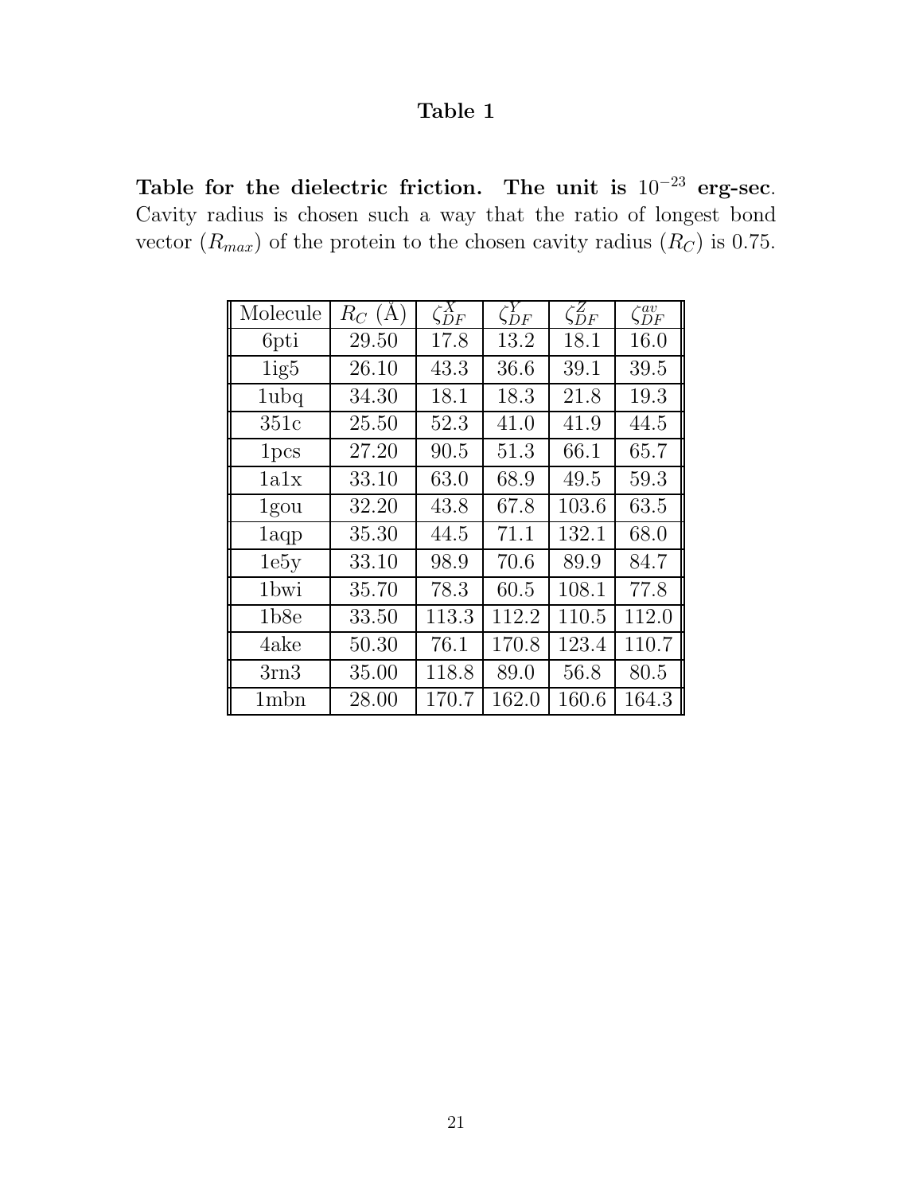## Table 1

**Table for the dielectric friction. The unit is $10^{-23}$ erg-sec.** Cavity radius is chosen such a way that the ratio of longest bond vector ($R_{max}$) of the protein to the chosen cavity radius ($R_C$) is 0.75.

| Molecule | $R_C$ (Å) | $\zeta_{DF}^X$ | $\zeta_{DF}^Y$ | $\zeta_{DF}^Z$ | $\zeta_{DF}^{av}$ |
|---|---|---|---|---|---|
| 6pti | 29.50 | 17.8 | 13.2 | 18.1 | 16.0 |
| 1ig5 | 26.10 | 43.3 | 36.6 | 39.1 | 39.5 |
| 1ubq | 34.30 | 18.1 | 18.3 | 21.8 | 19.3 |
| 351c | 25.50 | 52.3 | 41.0 | 41.9 | 44.5 |
| 1pcs | 27.20 | 90.5 | 51.3 | 66.1 | 65.7 |
| 1a1x | 33.10 | 63.0 | 68.9 | 49.5 | 59.3 |
| 1gou | 32.20 | 43.8 | 67.8 | 103.6 | 63.5 |
| 1aqp | 35.30 | 44.5 | 71.1 | 132.1 | 68.0 |
| 1e5y | 33.10 | 98.9 | 70.6 | 89.9 | 84.7 |
| 1bwi | 35.70 | 78.3 | 60.5 | 108.1 | 77.8 |
| 1b8e | 33.50 | 113.3 | 112.2 | 110.5 | 112.0 |
| 4ake | 50.30 | 76.1 | 170.8 | 123.4 | 110.7 |
| 3rn3 | 35.00 | 118.8 | 89.0 | 56.8 | 80.5 |
| 1mbn | 28.00 | 170.7 | 162.0 | 160.6 | 164.3 |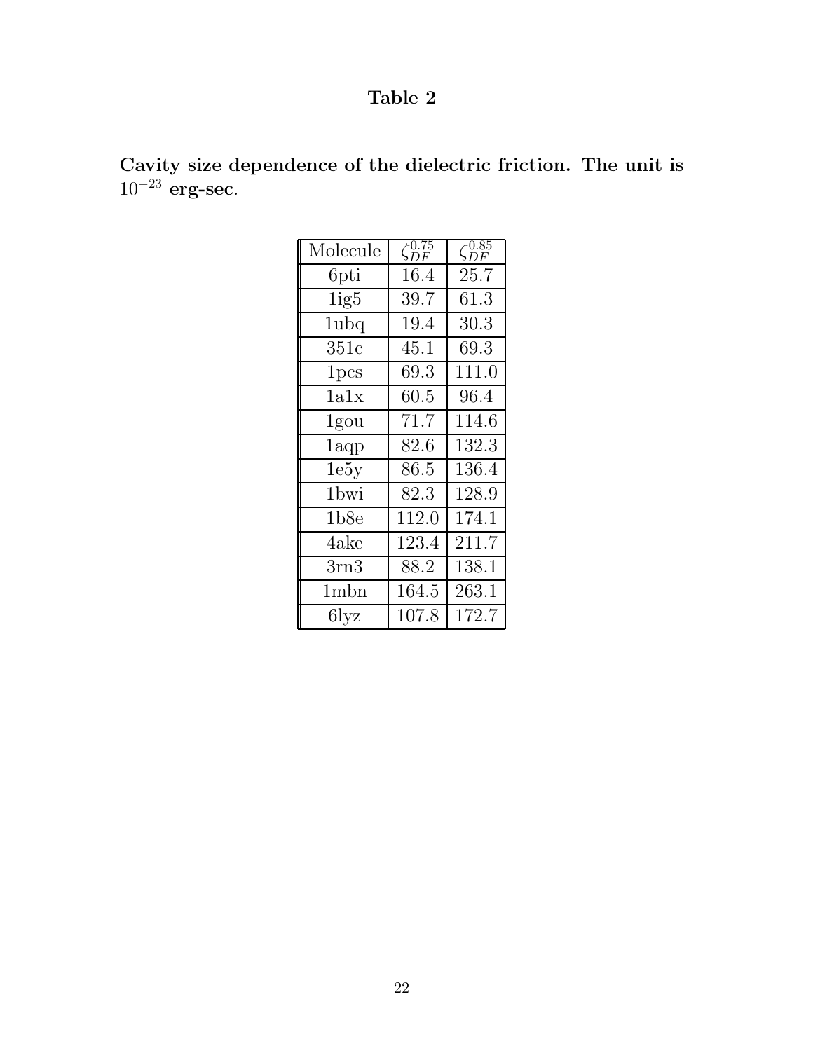**Table 2**

**Cavity size dependence of the dielectric friction. The unit is $10^{-23}$ erg-sec.**

| Molecule | $\zeta_{DF}^{0.75}$ | $\zeta_{DF}^{0.85}$ |
|---|---|---|
| 6pti | 16.4 | 25.7 |
| 1ig5 | 39.7 | 61.3 |
| 1ubq | 19.4 | 30.3 |
| 351c | 45.1 | 69.3 |
| 1pcs | 69.3 | 111.0 |
| 1a1x | 60.5 | 96.4 |
| 1gou | 71.7 | 114.6 |
| 1aqp | 82.6 | 132.3 |
| 1e5y | 86.5 | 136.4 |
| 1bwi | 82.3 | 128.9 |
| 1b8e | 112.0 | 174.1 |
| 4ake | 123.4 | 211.7 |
| 3rn3 | 88.2 | 138.1 |
| 1mbn | 164.5 | 263.1 |
| 6lyz | 107.8 | 172.7 |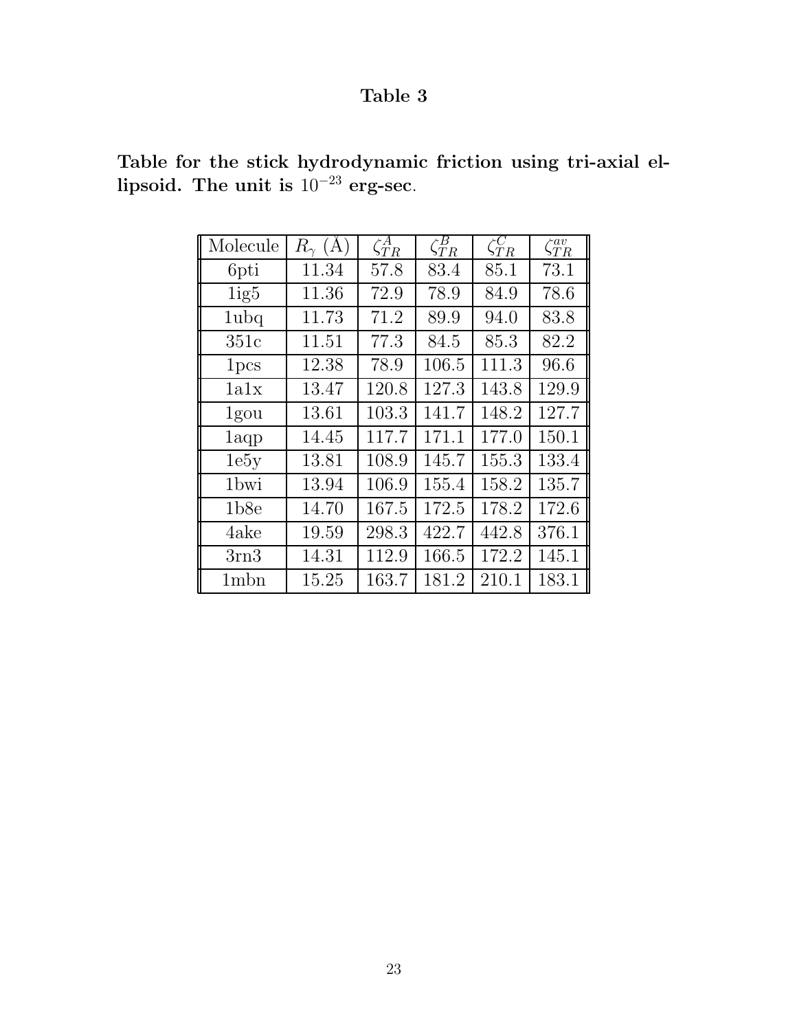# Table 3

**Table for the stick hydrodynamic friction using tri-axial ellipsoid. The unit is $10^{-23}$ erg-sec.**

| Molecule | $R_\gamma$ (Å) | $\zeta_{TR}^{A}$ | $\zeta_{TR}^{B}$ | $\zeta_{TR}^{C}$ | $\zeta_{TR}^{av}$ |
|---|---|---|---|---|---|
| 6pti | 11.34 | 57.8 | 83.4 | 85.1 | 73.1 |
| 1ig5 | 11.36 | 72.9 | 78.9 | 84.9 | 78.6 |
| 1ubq | 11.73 | 71.2 | 89.9 | 94.0 | 83.8 |
| 351c | 11.51 | 77.3 | 84.5 | 85.3 | 82.2 |
| 1pcs | 12.38 | 78.9 | 106.5 | 111.3 | 96.6 |
| 1a1x | 13.47 | 120.8 | 127.3 | 143.8 | 129.9 |
| 1gou | 13.61 | 103.3 | 141.7 | 148.2 | 127.7 |
| 1aqp | 14.45 | 117.7 | 171.1 | 177.0 | 150.1 |
| 1e5y | 13.81 | 108.9 | 145.7 | 155.3 | 133.4 |
| 1bwi | 13.94 | 106.9 | 155.4 | 158.2 | 135.7 |
| 1b8e | 14.70 | 167.5 | 172.5 | 178.2 | 172.6 |
| 4ake | 19.59 | 298.3 | 422.7 | 442.8 | 376.1 |
| 3rn3 | 14.31 | 112.9 | 166.5 | 172.2 | 145.1 |
| 1mbn | 15.25 | 163.7 | 181.2 | 210.1 | 183.1 |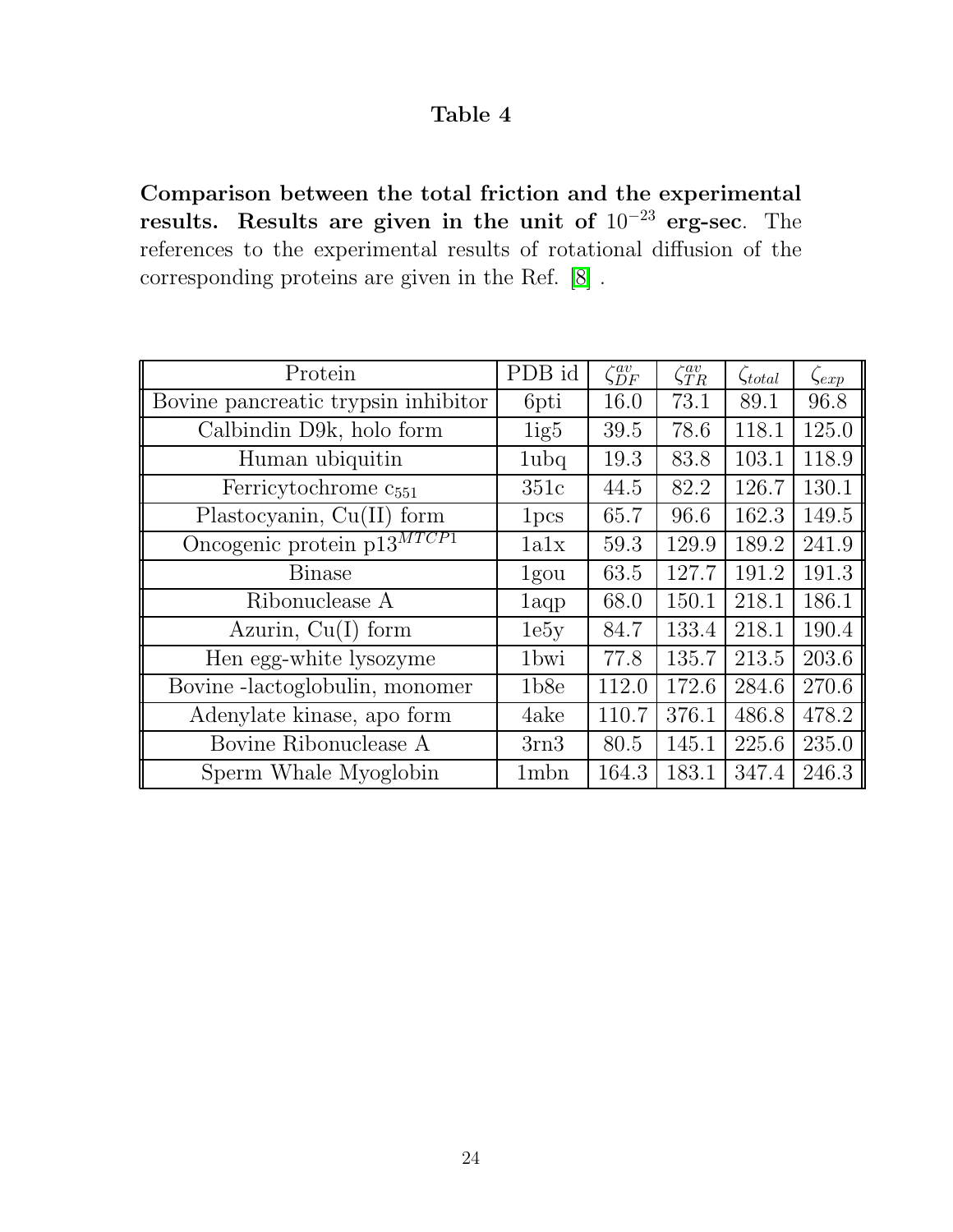# Table 4

**Comparison between the total friction and the experimental results. Results are given in the unit of $10^{-23}$ erg-sec**. The references to the experimental results of rotational diffusion of the corresponding proteins are given in the Ref. [8] .

| Protein | PDB id | $\zeta_{DF}^{av}$ | $\zeta_{TR}^{av}$ | $\zeta_{total}$ | $\zeta_{exp}$ |
|---|---|---|---|---|---|
| Bovine pancreatic trypsin inhibitor | 6pti | 16.0 | 73.1 | 89.1 | 96.8 |
| Calbindin D9k, holo form | 1ig5 | 39.5 | 78.6 | 118.1 | 125.0 |
| Human ubiquitin | 1ubq | 19.3 | 83.8 | 103.1 | 118.9 |
| Ferricytochrome $c_{551}$ | 351c | 44.5 | 82.2 | 126.7 | 130.1 |
| Plastocyanin, Cu(II) form | 1pcs | 65.7 | 96.6 | 162.3 | 149.5 |
| Oncogenic protein $p13^{MTCP1}$ | 1a1x | 59.3 | 129.9 | 189.2 | 241.9 |
| Binase | 1gou | 63.5 | 127.7 | 191.2 | 191.3 |
| Ribonuclease A | 1aqp | 68.0 | 150.1 | 218.1 | 186.1 |
| Azurin, Cu(I) form | 1e5y | 84.7 | 133.4 | 218.1 | 190.4 |
| Hen egg-white lysozyme | 1bwi | 77.8 | 135.7 | 213.5 | 203.6 |
| Bovine -lactoglobulin, monomer | 1b8e | 112.0 | 172.6 | 284.6 | 270.6 |
| Adenylate kinase, apo form | 4ake | 110.7 | 376.1 | 486.8 | 478.2 |
| Bovine Ribonuclease A | 3rn3 | 80.5 | 145.1 | 225.6 | 235.0 |
| Sperm Whale Myoglobin | 1mbn | 164.3 | 183.1 | 347.4 | 246.3 |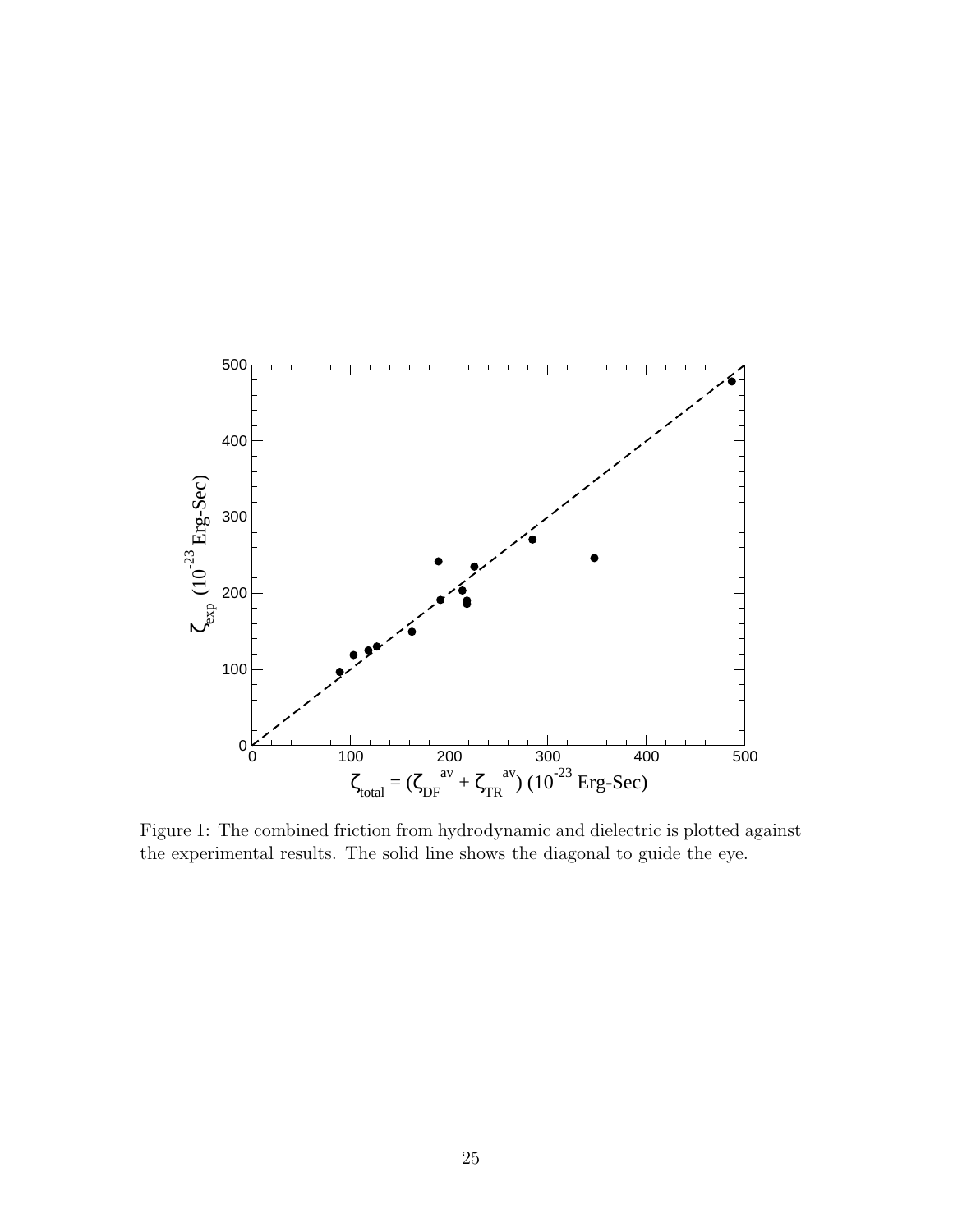Figure 1: The combined friction from hydrodynamic and dielectric is plotted against the experimental results. The solid line shows the diagonal to guide the eye.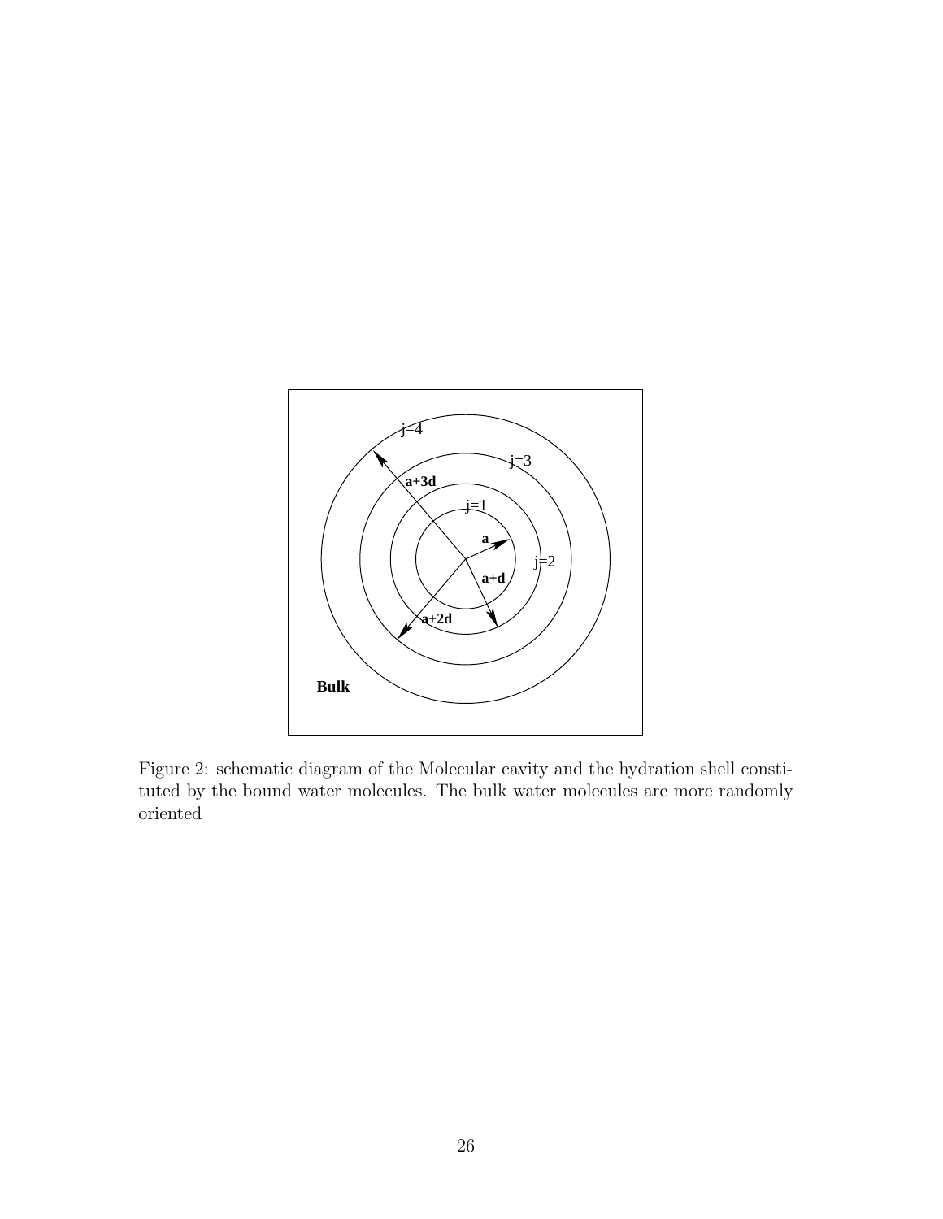j=4

j=3

a+3d

j=1

a

j=2

a+d

a+2d

Bulk

Figure 2: schematic diagram of the Molecular cavity and the hydration shell constituted by the bound water molecules. The bulk water molecules are more randomly oriented